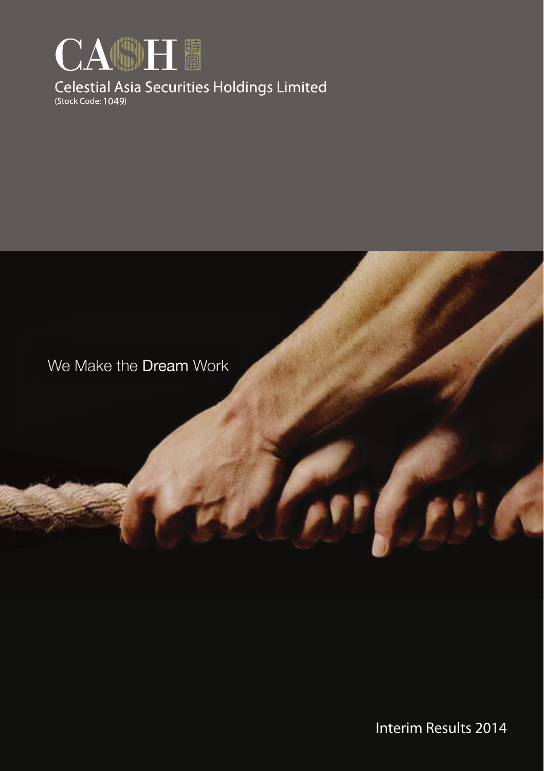# CASH 時富

Celestial Asia Securities Holdings Limited
(Stock Code: 1049)

We Make the Dream Work

Interim Results 2014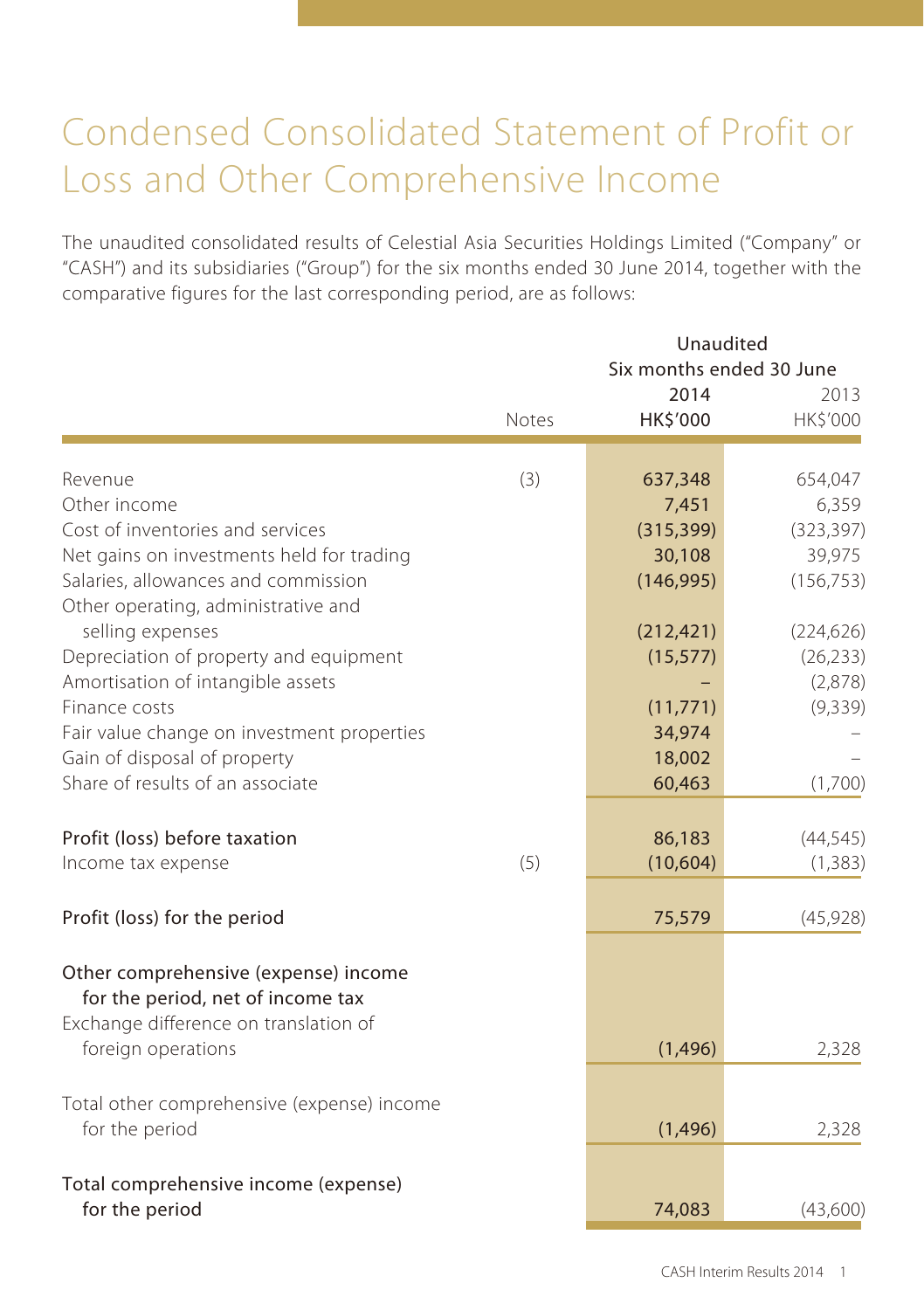# Condensed Consolidated Statement of Profit or Loss and Other Comprehensive Income

The unaudited consolidated results of Celestial Asia Securities Holdings Limited ("Company" or "CASH") and its subsidiaries ("Group") for the six months ended 30 June 2014, together with the comparative figures for the last corresponding period, are as follows:

| | Notes | Unaudited Six months ended 30 June 2014 HK$'000 | 2013 HK$'000 |
|---|---|---|---|
| Revenue | (3) | **637,348** | 654,047 |
| Other income | | **7,451** | 6,359 |
| Cost of inventories and services | | **(315,399)** | (323,397) |
| Net gains on investments held for trading | | **30,108** | 39,975 |
| Salaries, allowances and commission | | **(146,995)** | (156,753) |
| Other operating, administrative and selling expenses | | **(212,421)** | (224,626) |
| Depreciation of property and equipment | | **(15,577)** | (26,233) |
| Amortisation of intangible assets | | **–** | (2,878) |
| Finance costs | | **(11,771)** | (9,339) |
| Fair value change on investment properties | | **34,974** | – |
| Gain of disposal of property | | **18,002** | – |
| Share of results of an associate | | **60,463** | (1,700) |
| **Profit (loss) before taxation** | | **86,183** | (44,545) |
| Income tax expense | (5) | **(10,604)** | (1,383) |
| **Profit (loss) for the period** | | **75,579** | (45,928) |
| **Other comprehensive (expense) income for the period, net of income tax** | | | |
| Exchange difference on translation of foreign operations | | **(1,496)** | 2,328 |
| Total other comprehensive (expense) income for the period | | **(1,496)** | 2,328 |
| **Total comprehensive income (expense) for the period** | | **74,083** | (43,600) |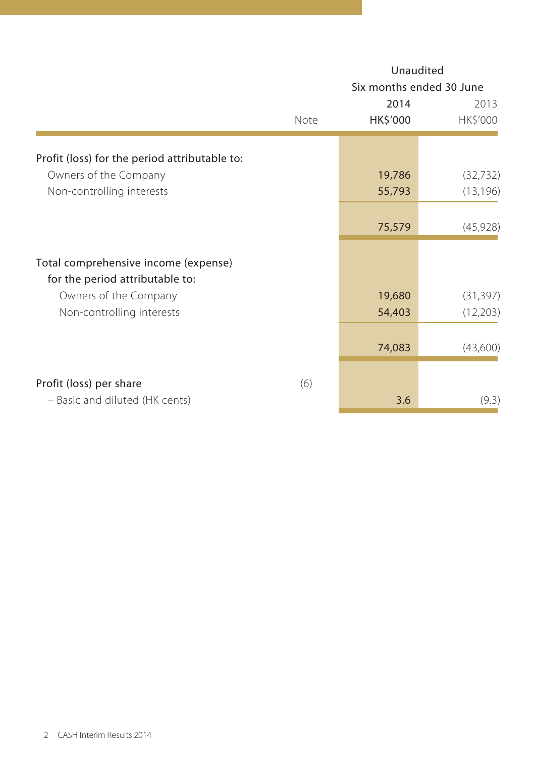| | Note | Unaudited Six months ended 30 June 2014 HK$'000 | 2013 HK$'000 |
|---|---|---|---|
| Profit (loss) for the period attributable to: | | | |
| Owners of the Company | | 19,786 | (32,732) |
| Non-controlling interests | | 55,793 | (13,196) |
| | | 75,579 | (45,928) |
| Total comprehensive income (expense) for the period attributable to: | | | |
| Owners of the Company | | 19,680 | (31,397) |
| Non-controlling interests | | 54,403 | (12,203) |
| | | 74,083 | (43,600) |
| Profit (loss) per share | (6) | | |
| – Basic and diluted (HK cents) | | 3.6 | (9.3) |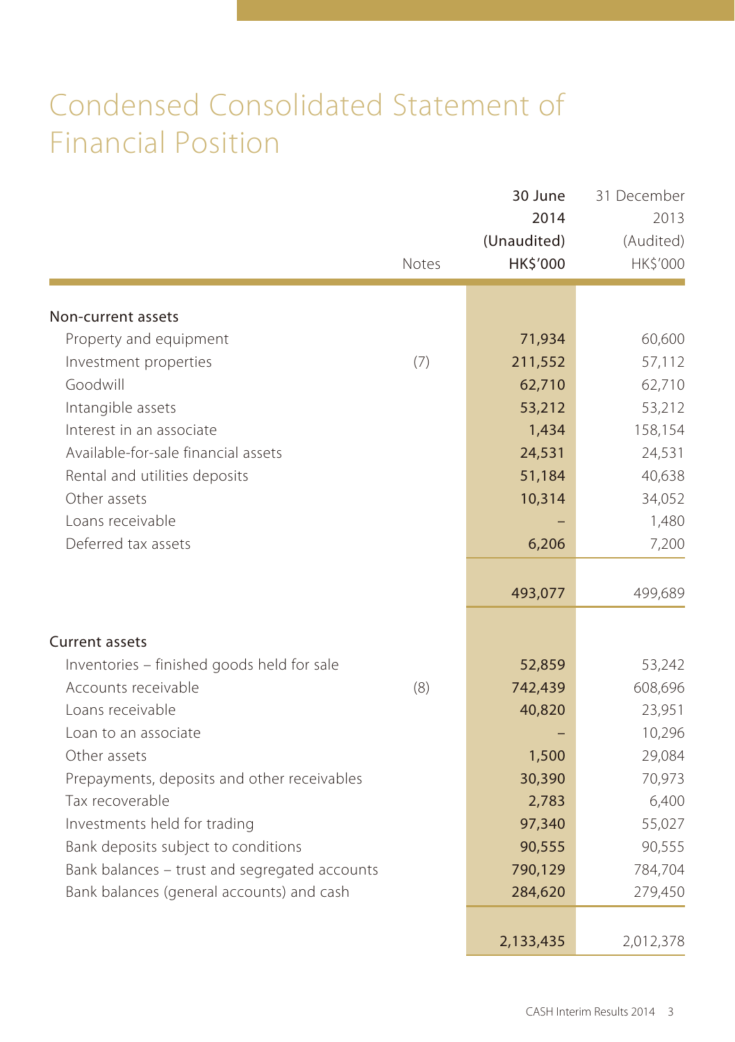# Condensed Consolidated Statement of Financial Position

| | Notes | 30 June 2014 (Unaudited) HK$'000 | 31 December 2013 (Audited) HK$'000 |
|---|---|---|---|
| **Non-current assets** | | | |
| Property and equipment | | 71,934 | 60,600 |
| Investment properties | (7) | 211,552 | 57,112 |
| Goodwill | | 62,710 | 62,710 |
| Intangible assets | | 53,212 | 53,212 |
| Interest in an associate | | 1,434 | 158,154 |
| Available-for-sale financial assets | | 24,531 | 24,531 |
| Rental and utilities deposits | | 51,184 | 40,638 |
| Other assets | | 10,314 | 34,052 |
| Loans receivable | | – | 1,480 |
| Deferred tax assets | | 6,206 | 7,200 |
| | | 493,077 | 499,689 |
| **Current assets** | | | |
| Inventories – finished goods held for sale | | 52,859 | 53,242 |
| Accounts receivable | (8) | 742,439 | 608,696 |
| Loans receivable | | 40,820 | 23,951 |
| Loan to an associate | | – | 10,296 |
| Other assets | | 1,500 | 29,084 |
| Prepayments, deposits and other receivables | | 30,390 | 70,973 |
| Tax recoverable | | 2,783 | 6,400 |
| Investments held for trading | | 97,340 | 55,027 |
| Bank deposits subject to conditions | | 90,555 | 90,555 |
| Bank balances – trust and segregated accounts | | 790,129 | 784,704 |
| Bank balances (general accounts) and cash | | 284,620 | 279,450 |
| | | 2,133,435 | 2,012,378 |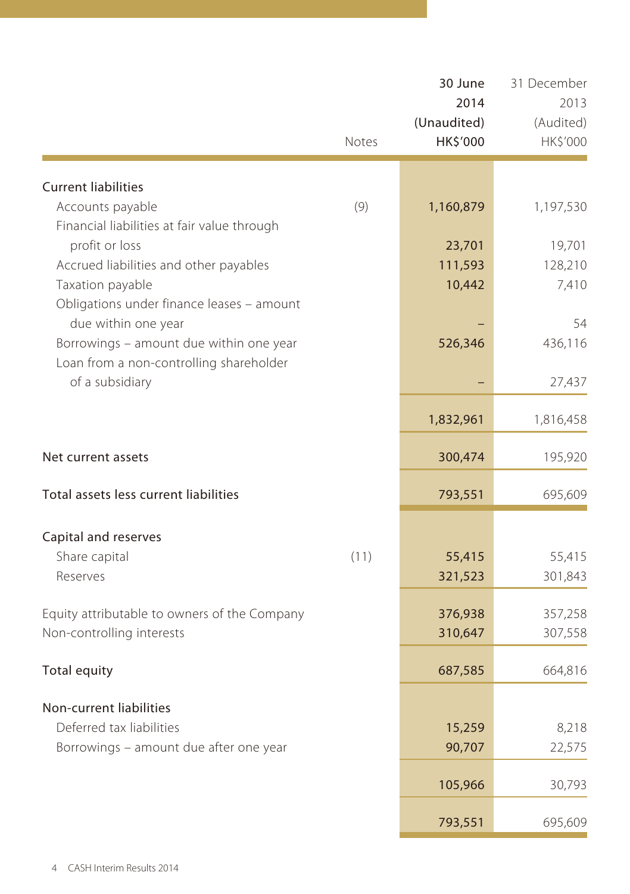| | Notes | 30 June 2014 (Unaudited) HK$'000 | 31 December 2013 (Audited) HK$'000 |
|---|---|---|---|
| **Current liabilities** | | | |
| Accounts payable | (9) | 1,160,879 | 1,197,530 |
| Financial liabilities at fair value through profit or loss | | 23,701 | 19,701 |
| Accrued liabilities and other payables | | 111,593 | 128,210 |
| Taxation payable | | 10,442 | 7,410 |
| Obligations under finance leases – amount due within one year | | – | 54 |
| Borrowings – amount due within one year | | 526,346 | 436,116 |
| Loan from a non-controlling shareholder of a subsidiary | | – | 27,437 |
| | | 1,832,961 | 1,816,458 |
| **Net current assets** | | 300,474 | 195,920 |
| **Total assets less current liabilities** | | 793,551 | 695,609 |
| **Capital and reserves** | | | |
| Share capital | (11) | 55,415 | 55,415 |
| Reserves | | 321,523 | 301,843 |
| Equity attributable to owners of the Company | | 376,938 | 357,258 |
| Non-controlling interests | | 310,647 | 307,558 |
| **Total equity** | | 687,585 | 664,816 |
| **Non-current liabilities** | | | |
| Deferred tax liabilities | | 15,259 | 8,218 |
| Borrowings – amount due after one year | | 90,707 | 22,575 |
| | | 105,966 | 30,793 |
| | | 793,551 | 695,609 |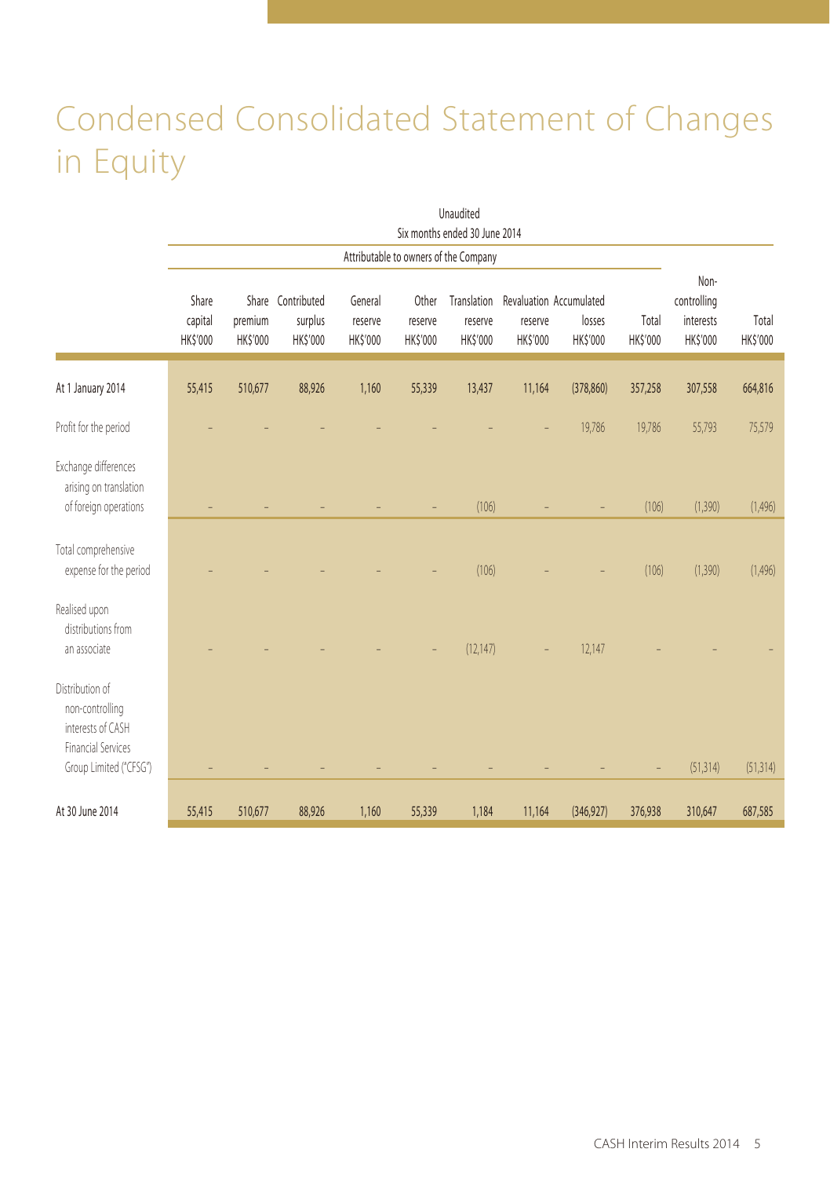# Condensed Consolidated Statement of Changes in Equity

| | Unaudited | | | | | | | | | | |
|---|---|---|---|---|---|---|---|---|---|---|---|
| | Six months ended 30 June 2014 | | | | | | | | | | |
| | Attributable to owners of the Company | | | | | | | | | | |
| | Share capital HK$'000 | Share premium HK$'000 | Contributed surplus HK$'000 | General reserve HK$'000 | Other reserve HK$'000 | Translation reserve HK$'000 | Revaluation reserve HK$'000 | Accumulated losses HK$'000 | Total HK$'000 | Non-controlling interests HK$'000 | Total HK$'000 |
| At 1 January 2014 | 55,415 | 510,677 | 88,926 | 1,160 | 55,339 | 13,437 | 11,164 | (378,860) | 357,258 | 307,558 | 664,816 |
| Profit for the period | – | – | – | – | – | – | – | 19,786 | 19,786 | 55,793 | 75,579 |
| Exchange differences arising on translation of foreign operations | – | – | – | – | – | (106) | – | – | (106) | (1,390) | (1,496) |
| Total comprehensive expense for the period | – | – | – | – | – | (106) | – | – | (106) | (1,390) | (1,496) |
| Realised upon distributions from an associate | – | – | – | – | – | (12,147) | – | 12,147 | – | – | – |
| Distribution of non-controlling interests of CASH Financial Services Group Limited ("CFSG") | – | – | – | – | – | – | – | – | – | (51,314) | (51,314) |
| At 30 June 2014 | 55,415 | 510,677 | 88,926 | 1,160 | 55,339 | 1,184 | 11,164 | (346,927) | 376,938 | 310,647 | 687,585 |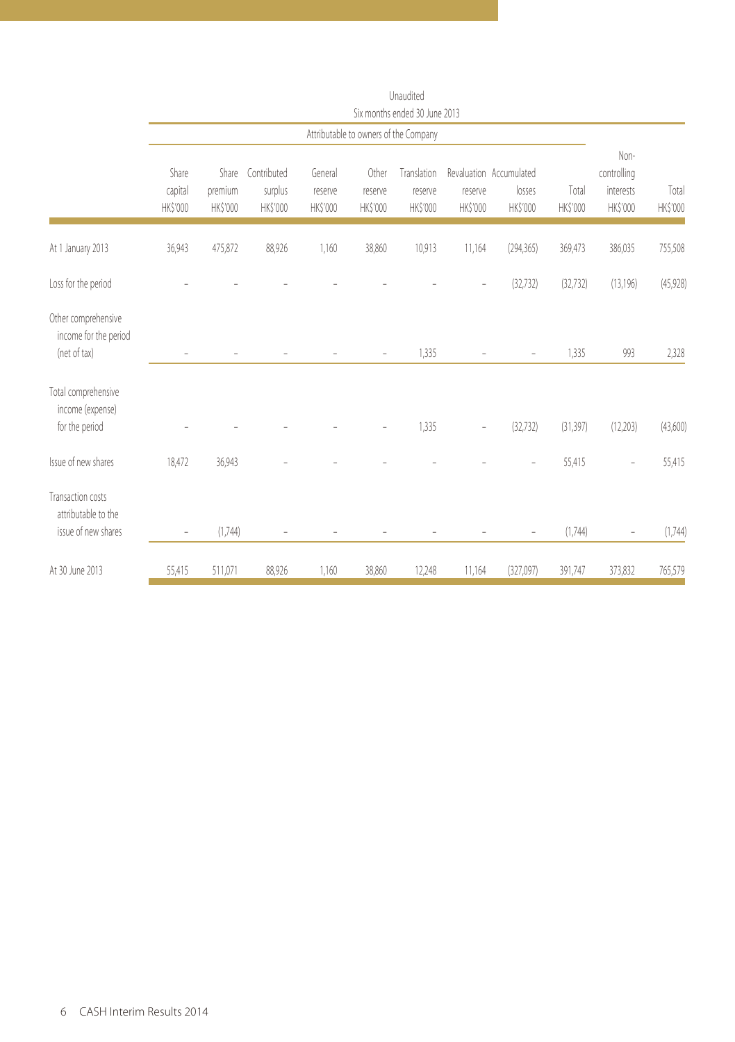| | Unaudited | | | | | | | | | | |
|---|---|---|---|---|---|---|---|---|---|---|---|
| | Six months ended 30 June 2013 | | | | | | | | | | |
| | Attributable to owners of the Company | | | | | | | | | | |
| | Share capital HK$'000 | Share premium HK$'000 | Contributed surplus HK$'000 | General reserve HK$'000 | Other reserve HK$'000 | Translation reserve HK$'000 | Revaluation reserve HK$'000 | Accumulated losses HK$'000 | Total HK$'000 | Non-controlling interests HK$'000 | Total HK$'000 |
| At 1 January 2013 | 36,943 | 475,872 | 88,926 | 1,160 | 38,860 | 10,913 | 11,164 | (294,365) | 369,473 | 386,035 | 755,508 |
| Loss for the period | – | – | – | – | – | – | – | (32,732) | (32,732) | (13,196) | (45,928) |
| Other comprehensive income for the period (net of tax) | – | – | – | – | – | 1,335 | – | – | 1,335 | 993 | 2,328 |
| Total comprehensive income (expense) for the period | – | – | – | – | – | 1,335 | – | (32,732) | (31,397) | (12,203) | (43,600) |
| Issue of new shares | 18,472 | 36,943 | – | – | – | – | – | – | 55,415 | – | 55,415 |
| Transaction costs attributable to the issue of new shares | – | (1,744) | – | – | – | – | – | – | (1,744) | – | (1,744) |
| At 30 June 2013 | 55,415 | 511,071 | 88,926 | 1,160 | 38,860 | 12,248 | 11,164 | (327,097) | 391,747 | 373,832 | 765,579 |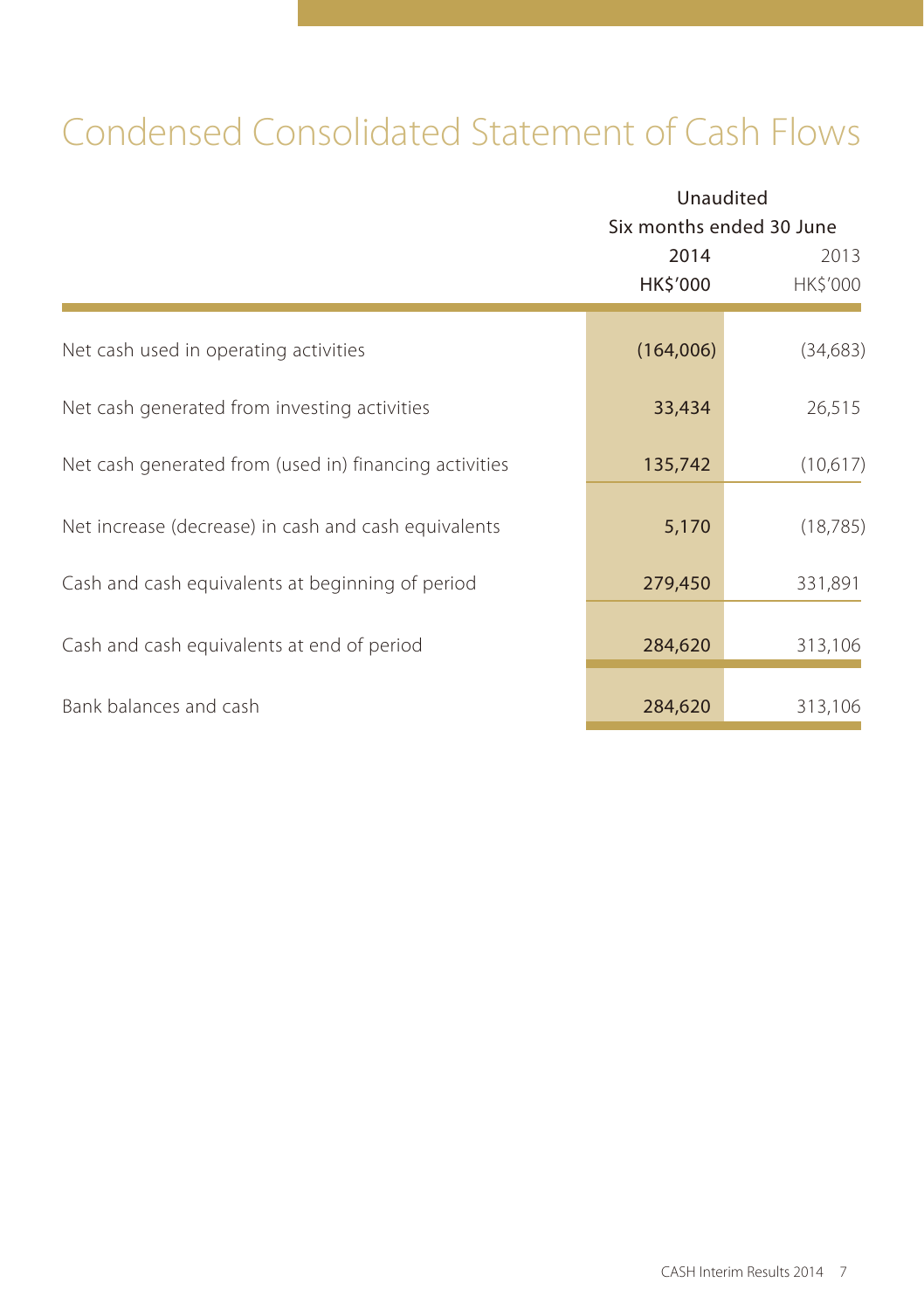# Condensed Consolidated Statement of Cash Flows

| | Unaudited | |
|---|---|---|
| | Six months ended 30 June | |
| | 2014 | 2013 |
| | HK$'000 | HK$'000 |
| Net cash used in operating activities | **(164,006)** | (34,683) |
| Net cash generated from investing activities | **33,434** | 26,515 |
| Net cash generated from (used in) financing activities | **135,742** | (10,617) |
| Net increase (decrease) in cash and cash equivalents | **5,170** | (18,785) |
| Cash and cash equivalents at beginning of period | **279,450** | 331,891 |
| Cash and cash equivalents at end of period | **284,620** | 313,106 |
| Bank balances and cash | **284,620** | 313,106 |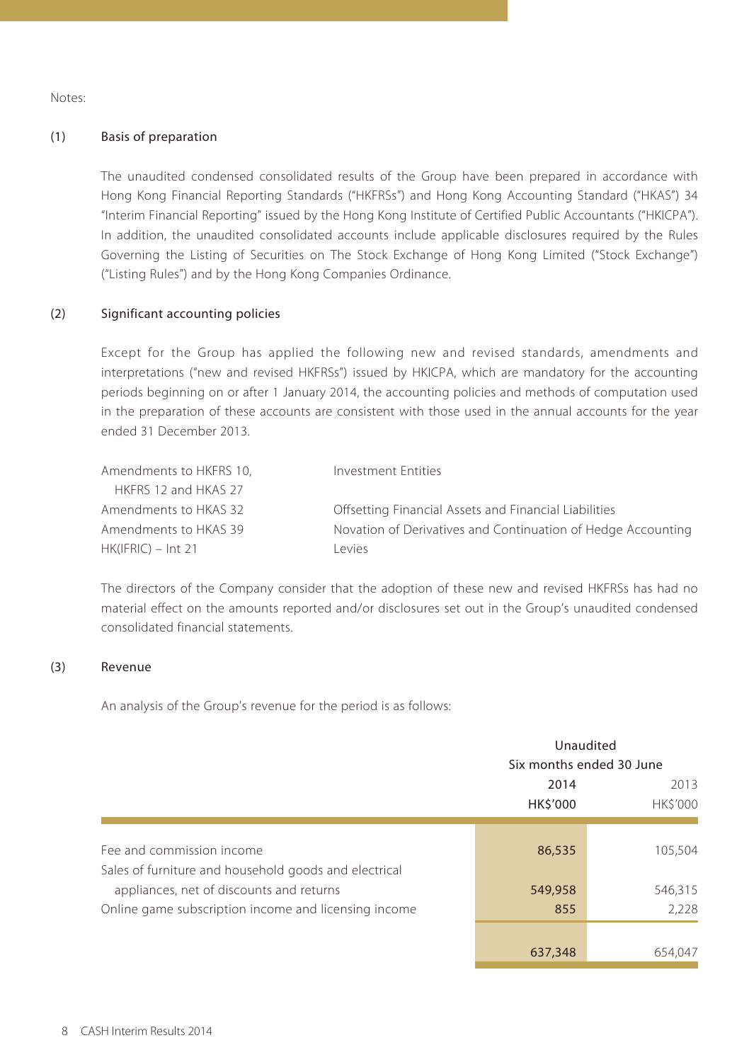Notes:

## (1) Basis of preparation

The unaudited condensed consolidated results of the Group have been prepared in accordance with Hong Kong Financial Reporting Standards ("HKFRSs") and Hong Kong Accounting Standard ("HKAS") 34 "Interim Financial Reporting" issued by the Hong Kong Institute of Certified Public Accountants ("HKICPA"). In addition, the unaudited consolidated accounts include applicable disclosures required by the Rules Governing the Listing of Securities on The Stock Exchange of Hong Kong Limited ("Stock Exchange") ("Listing Rules") and by the Hong Kong Companies Ordinance.

## (2) Significant accounting policies

Except for the Group has applied the following new and revised standards, amendments and interpretations ("new and revised HKFRSs") issued by HKICPA, which are mandatory for the accounting periods beginning on or after 1 January 2014, the accounting policies and methods of computation used in the preparation of these accounts are consistent with those used in the annual accounts for the year ended 31 December 2013.

| | |
|---|---|
| Amendments to HKFRS 10, HKFRS 12 and HKAS 27 | Investment Entities |
| Amendments to HKAS 32 | Offsetting Financial Assets and Financial Liabilities |
| Amendments to HKAS 39 | Novation of Derivatives and Continuation of Hedge Accounting |
| HK(IFRIC) – Int 21 | Levies |

The directors of the Company consider that the adoption of these new and revised HKFRSs has had no material effect on the amounts reported and/or disclosures set out in the Group's unaudited condensed consolidated financial statements.

## (3) Revenue

An analysis of the Group's revenue for the period is as follows:

| | Unaudited<br>Six months ended 30 June | |
|---|---|---|
| | **2014**<br>**HK$'000** | 2013<br>HK$'000 |
| Fee and commission income | **86,535** | 105,504 |
| Sales of furniture and household goods and electrical appliances, net of discounts and returns | **549,958** | 546,315 |
| Online game subscription income and licensing income | **855** | 2,228 |
| | **637,348** | 654,047 |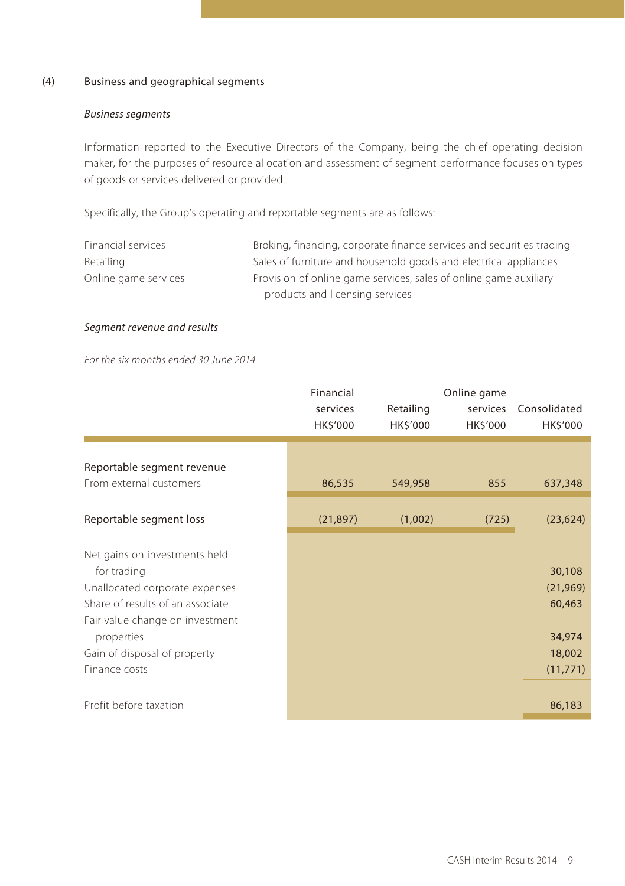(4) Business and geographical segments

*Business segments*

Information reported to the Executive Directors of the Company, being the chief operating decision maker, for the purposes of resource allocation and assessment of segment performance focuses on types of goods or services delivered or provided.

Specifically, the Group's operating and reportable segments are as follows:

| | |
|---|---|
| Financial services | Broking, financing, corporate finance services and securities trading |
| Retailing | Sales of furniture and household goods and electrical appliances |
| Online game services | Provision of online game services, sales of online game auxiliary products and licensing services |

*Segment revenue and results*

*For the six months ended 30 June 2014*

| | Financial services HK$'000 | Retailing HK$'000 | Online game services HK$'000 | Consolidated HK$'000 |
|---|---|---|---|---|
| Reportable segment revenue | | | | |
| From external customers | 86,535 | 549,958 | 855 | 637,348 |
| Reportable segment loss | (21,897) | (1,002) | (725) | (23,624) |
| Net gains on investments held for trading | | | | 30,108 |
| Unallocated corporate expenses | | | | (21,969) |
| Share of results of an associate | | | | 60,463 |
| Fair value change on investment properties | | | | 34,974 |
| Gain of disposal of property | | | | 18,002 |
| Finance costs | | | | (11,771) |
| Profit before taxation | | | | 86,183 |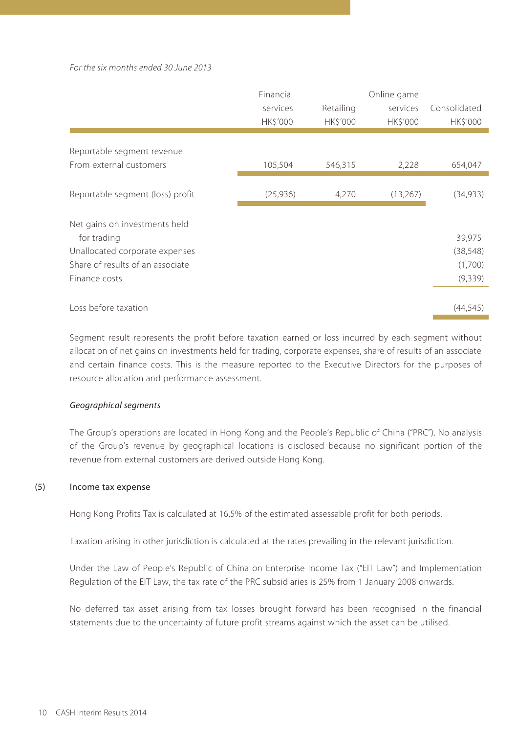*For the six months ended 30 June 2013*

| | Financial services HK$'000 | Retailing HK$'000 | Online game services HK$'000 | Consolidated HK$'000 |
|---|---|---|---|---|
| Reportable segment revenue | | | | |
| From external customers | 105,504 | 546,315 | 2,228 | 654,047 |
| Reportable segment (loss) profit | (25,936) | 4,270 | (13,267) | (34,933) |
| Net gains on investments held for trading | | | | 39,975 |
| Unallocated corporate expenses | | | | (38,548) |
| Share of results of an associate | | | | (1,700) |
| Finance costs | | | | (9,339) |
| Loss before taxation | | | | (44,545) |

Segment result represents the profit before taxation earned or loss incurred by each segment without allocation of net gains on investments held for trading, corporate expenses, share of results of an associate and certain finance costs. This is the measure reported to the Executive Directors for the purposes of resource allocation and performance assessment.

*Geographical segments*

The Group's operations are located in Hong Kong and the People's Republic of China ("PRC"). No analysis of the Group's revenue by geographical locations is disclosed because no significant portion of the revenue from external customers are derived outside Hong Kong.

(5) Income tax expense

Hong Kong Profits Tax is calculated at 16.5% of the estimated assessable profit for both periods.

Taxation arising in other jurisdiction is calculated at the rates prevailing in the relevant jurisdiction.

Under the Law of People's Republic of China on Enterprise Income Tax ("EIT Law") and Implementation Regulation of the EIT Law, the tax rate of the PRC subsidiaries is 25% from 1 January 2008 onwards.

No deferred tax asset arising from tax losses brought forward has been recognised in the financial statements due to the uncertainty of future profit streams against which the asset can be utilised.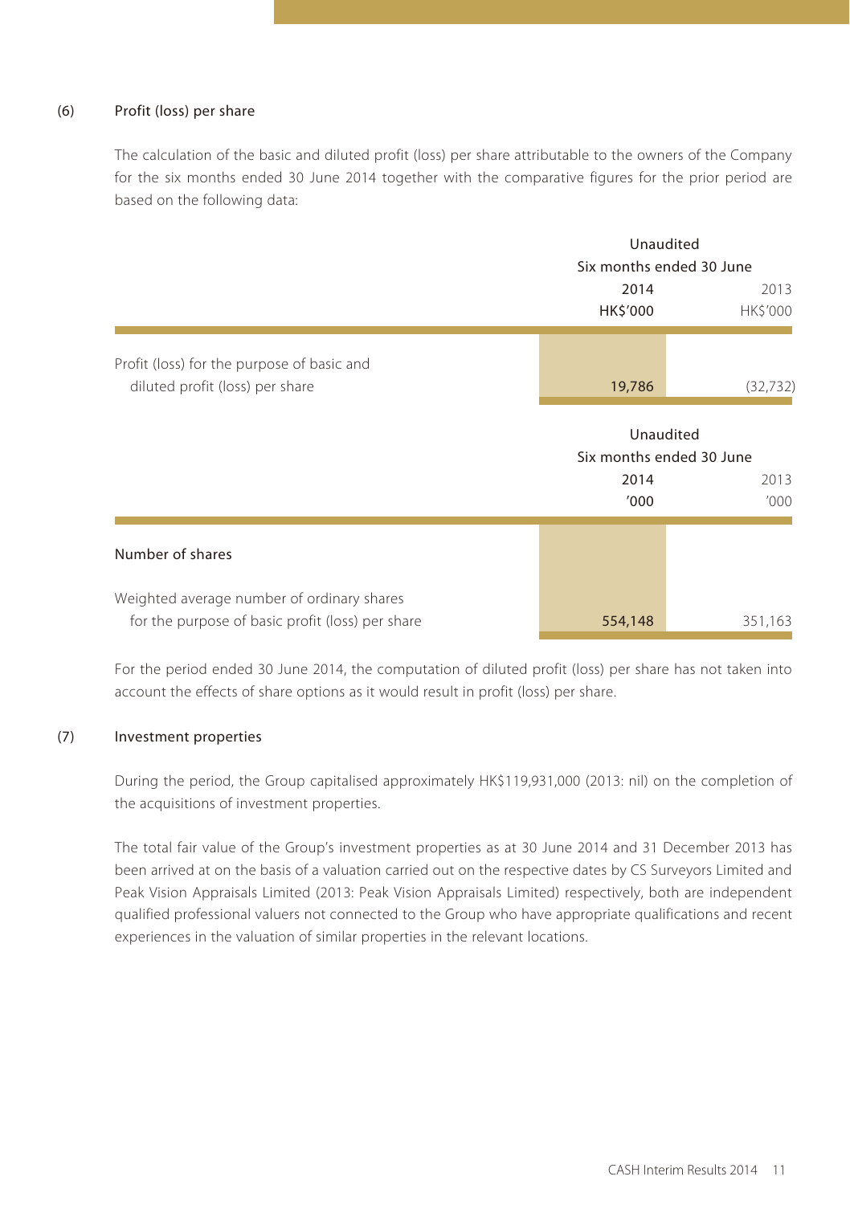### (6) Profit (loss) per share

The calculation of the basic and diluted profit (loss) per share attributable to the owners of the Company for the six months ended 30 June 2014 together with the comparative figures for the prior period are based on the following data:

| | Unaudited | |
|---|---|---|
| | Six months ended 30 June | |
| | 2014 | 2013 |
| | HK$'000 | HK$'000 |
| Profit (loss) for the purpose of basic and diluted profit (loss) per share | 19,786 | (32,732) |

| | Unaudited | |
|---|---|---|
| | Six months ended 30 June | |
| | 2014 | 2013 |
| | '000 | '000 |
| **Number of shares** | | |
| Weighted average number of ordinary shares for the purpose of basic profit (loss) per share | 554,148 | 351,163 |

For the period ended 30 June 2014, the computation of diluted profit (loss) per share has not taken into account the effects of share options as it would result in profit (loss) per share.

### (7) Investment properties

During the period, the Group capitalised approximately HK$119,931,000 (2013: nil) on the completion of the acquisitions of investment properties.

The total fair value of the Group's investment properties as at 30 June 2014 and 31 December 2013 has been arrived at on the basis of a valuation carried out on the respective dates by CS Surveyors Limited and Peak Vision Appraisals Limited (2013: Peak Vision Appraisals Limited) respectively, both are independent qualified professional valuers not connected to the Group who have appropriate qualifications and recent experiences in the valuation of similar properties in the relevant locations.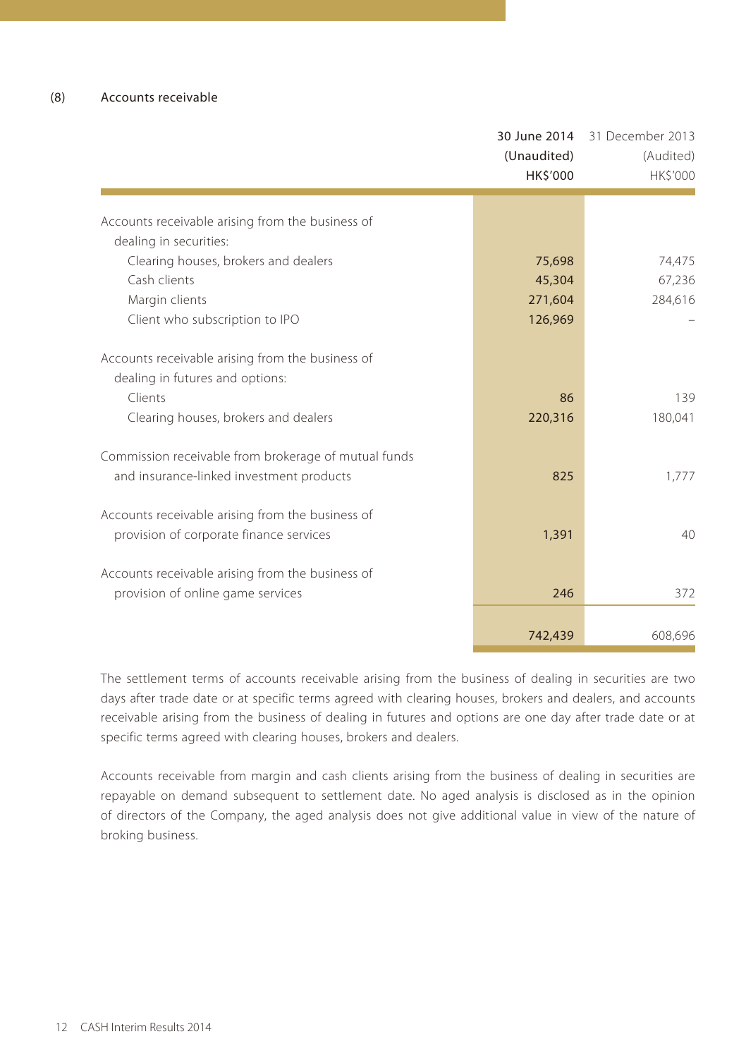## (8) Accounts receivable

| | 30 June 2014<br>(Unaudited)<br>HK$'000 | 31 December 2013<br>(Audited)<br>HK$'000 |
|---|---|---|
| Accounts receivable arising from the business of dealing in securities: | | |
| Clearing houses, brokers and dealers | 75,698 | 74,475 |
| Cash clients | 45,304 | 67,236 |
| Margin clients | 271,604 | 284,616 |
| Client who subscription to IPO | 126,969 | – |
| Accounts receivable arising from the business of dealing in futures and options: | | |
| Clients | 86 | 139 |
| Clearing houses, brokers and dealers | 220,316 | 180,041 |
| Commission receivable from brokerage of mutual funds and insurance-linked investment products | 825 | 1,777 |
| Accounts receivable arising from the business of provision of corporate finance services | 1,391 | 40 |
| Accounts receivable arising from the business of provision of online game services | 246 | 372 |
| | 742,439 | 608,696 |

The settlement terms of accounts receivable arising from the business of dealing in securities are two days after trade date or at specific terms agreed with clearing houses, brokers and dealers, and accounts receivable arising from the business of dealing in futures and options are one day after trade date or at specific terms agreed with clearing houses, brokers and dealers.

Accounts receivable from margin and cash clients arising from the business of dealing in securities are repayable on demand subsequent to settlement date. No aged analysis is disclosed as in the opinion of directors of the Company, the aged analysis does not give additional value in view of the nature of broking business.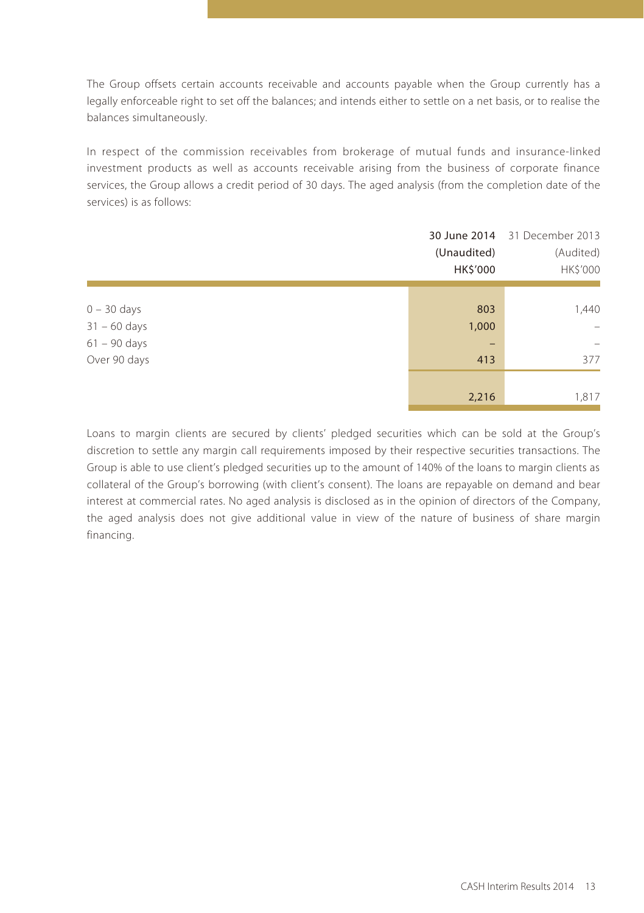The Group offsets certain accounts receivable and accounts payable when the Group currently has a legally enforceable right to set off the balances; and intends either to settle on a net basis, or to realise the balances simultaneously.

In respect of the commission receivables from brokerage of mutual funds and insurance-linked investment products as well as accounts receivable arising from the business of corporate finance services, the Group allows a credit period of 30 days. The aged analysis (from the completion date of the services) is as follows:

| | 30 June 2014 (Unaudited) HK$'000 | 31 December 2013 (Audited) HK$'000 |
|---|---|---|
| 0 – 30 days | 803 | 1,440 |
| 31 – 60 days | 1,000 | – |
| 61 – 90 days | – | – |
| Over 90 days | 413 | 377 |
| | 2,216 | 1,817 |

Loans to margin clients are secured by clients' pledged securities which can be sold at the Group's discretion to settle any margin call requirements imposed by their respective securities transactions. The Group is able to use client's pledged securities up to the amount of 140% of the loans to margin clients as collateral of the Group's borrowing (with client's consent). The loans are repayable on demand and bear interest at commercial rates. No aged analysis is disclosed as in the opinion of directors of the Company, the aged analysis does not give additional value in view of the nature of business of share margin financing.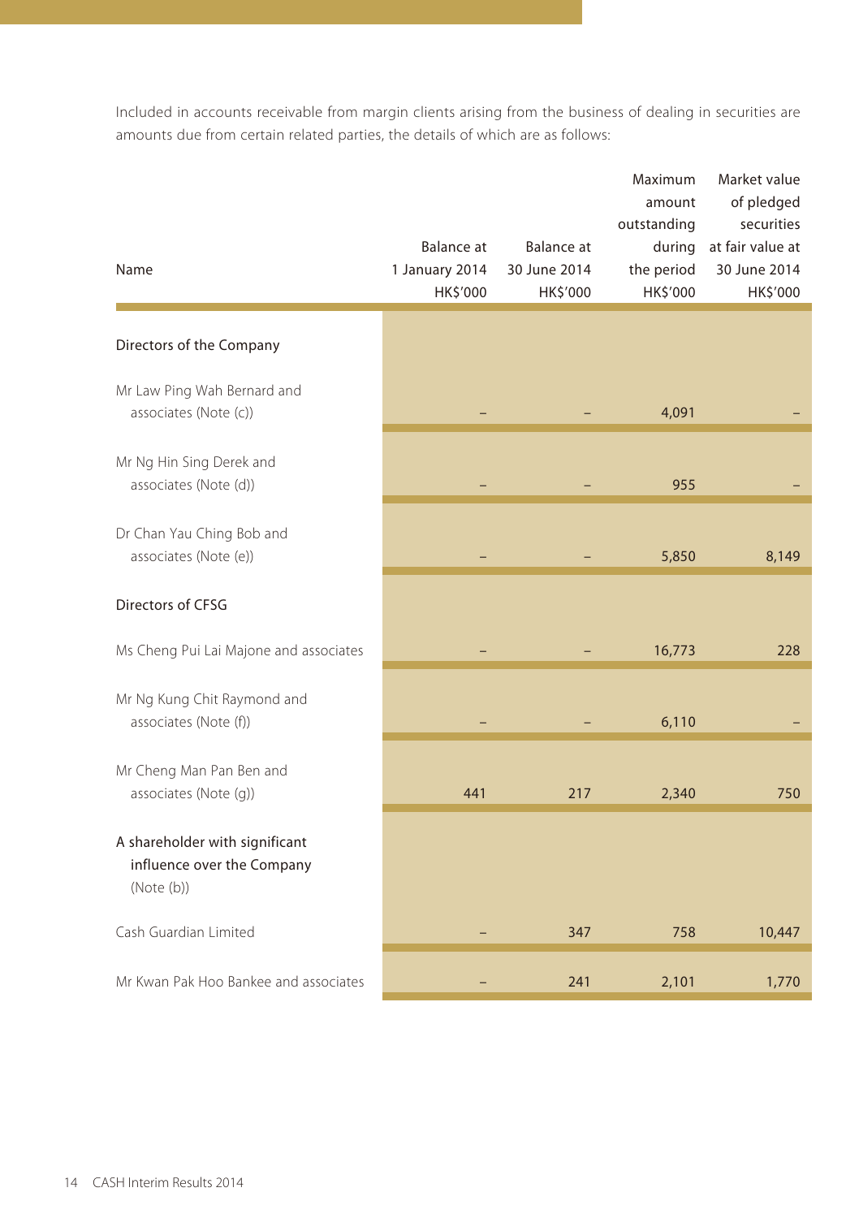Included in accounts receivable from margin clients arising from the business of dealing in securities are amounts due from certain related parties, the details of which are as follows:

| Name | Balance at 1 January 2014 HK$'000 | Balance at 30 June 2014 HK$'000 | Maximum amount outstanding during the period HK$'000 | Market value of pledged securities at fair value at 30 June 2014 HK$'000 |
|---|---|---|---|---|
| **Directors of the Company** | | | | |
| Mr Law Ping Wah Bernard and associates (Note (c)) | – | – | 4,091 | – |
| Mr Ng Hin Sing Derek and associates (Note (d)) | – | – | 955 | – |
| Dr Chan Yau Ching Bob and associates (Note (e)) | – | – | 5,850 | 8,149 |
| **Directors of CFSG** | | | | |
| Ms Cheng Pui Lai Majone and associates | – | – | 16,773 | 228 |
| Mr Ng Kung Chit Raymond and associates (Note (f)) | – | – | 6,110 | – |
| Mr Cheng Man Pan Ben and associates (Note (g)) | 441 | 217 | 2,340 | 750 |
| **A shareholder with significant influence over the Company (Note (b))** | | | | |
| Cash Guardian Limited | – | 347 | 758 | 10,447 |
| Mr Kwan Pak Hoo Bankee and associates | – | 241 | 2,101 | 1,770 |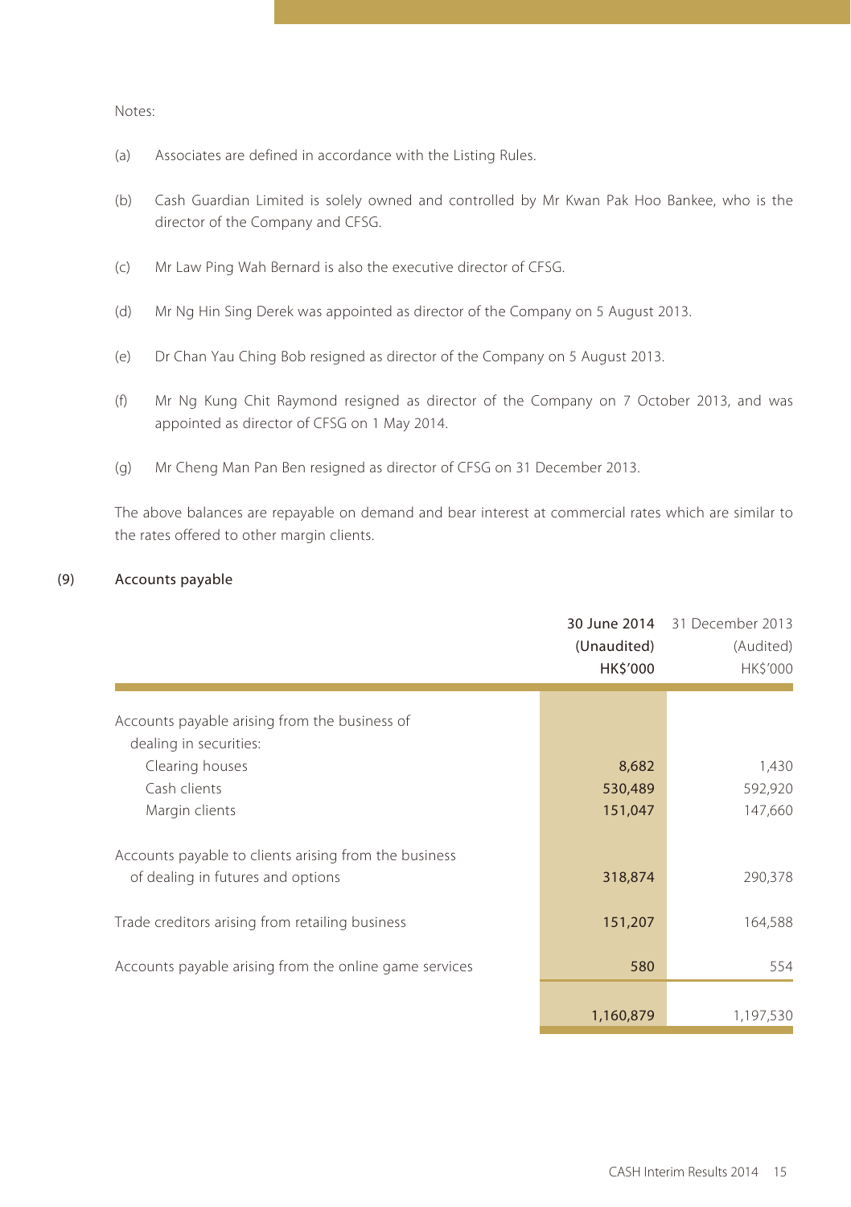Notes:

(a) Associates are defined in accordance with the Listing Rules.

(b) Cash Guardian Limited is solely owned and controlled by Mr Kwan Pak Hoo Bankee, who is the director of the Company and CFSG.

(c) Mr Law Ping Wah Bernard is also the executive director of CFSG.

(d) Mr Ng Hin Sing Derek was appointed as director of the Company on 5 August 2013.

(e) Dr Chan Yau Ching Bob resigned as director of the Company on 5 August 2013.

(f) Mr Ng Kung Chit Raymond resigned as director of the Company on 7 October 2013, and was appointed as director of CFSG on 1 May 2014.

(g) Mr Cheng Man Pan Ben resigned as director of CFSG on 31 December 2013.

The above balances are repayable on demand and bear interest at commercial rates which are similar to the rates offered to other margin clients.

## (9) Accounts payable

| | 30 June 2014 (Unaudited) HK$'000 | 31 December 2013 (Audited) HK$'000 |
|---|---|---|
| Accounts payable arising from the business of dealing in securities: | | |
| Clearing houses | 8,682 | 1,430 |
| Cash clients | 530,489 | 592,920 |
| Margin clients | 151,047 | 147,660 |
| Accounts payable to clients arising from the business of dealing in futures and options | 318,874 | 290,378 |
| Trade creditors arising from retailing business | 151,207 | 164,588 |
| Accounts payable arising from the online game services | 580 | 554 |
| | 1,160,879 | 1,197,530 |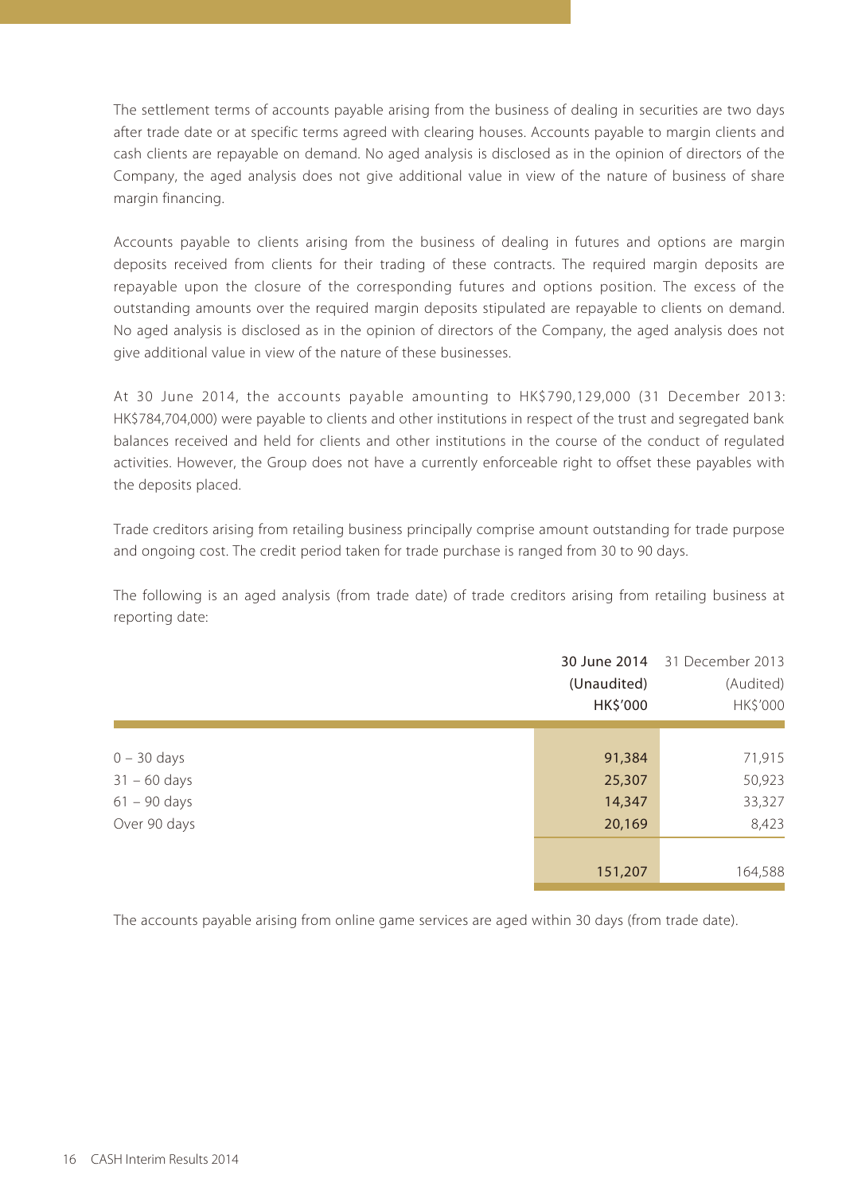The settlement terms of accounts payable arising from the business of dealing in securities are two days after trade date or at specific terms agreed with clearing houses. Accounts payable to margin clients and cash clients are repayable on demand. No aged analysis is disclosed as in the opinion of directors of the Company, the aged analysis does not give additional value in view of the nature of business of share margin financing.

Accounts payable to clients arising from the business of dealing in futures and options are margin deposits received from clients for their trading of these contracts. The required margin deposits are repayable upon the closure of the corresponding futures and options position. The excess of the outstanding amounts over the required margin deposits stipulated are repayable to clients on demand. No aged analysis is disclosed as in the opinion of directors of the Company, the aged analysis does not give additional value in view of the nature of these businesses.

At 30 June 2014, the accounts payable amounting to HK$790,129,000 (31 December 2013: HK$784,704,000) were payable to clients and other institutions in respect of the trust and segregated bank balances received and held for clients and other institutions in the course of the conduct of regulated activities. However, the Group does not have a currently enforceable right to offset these payables with the deposits placed.

Trade creditors arising from retailing business principally comprise amount outstanding for trade purpose and ongoing cost. The credit period taken for trade purchase is ranged from 30 to 90 days.

The following is an aged analysis (from trade date) of trade creditors arising from retailing business at reporting date:

| | 30 June 2014 (Unaudited) HK$'000 | 31 December 2013 (Audited) HK$'000 |
|---|---|---|
| 0 – 30 days | 91,384 | 71,915 |
| 31 – 60 days | 25,307 | 50,923 |
| 61 – 90 days | 14,347 | 33,327 |
| Over 90 days | 20,169 | 8,423 |
| | 151,207 | 164,588 |

The accounts payable arising from online game services are aged within 30 days (from trade date).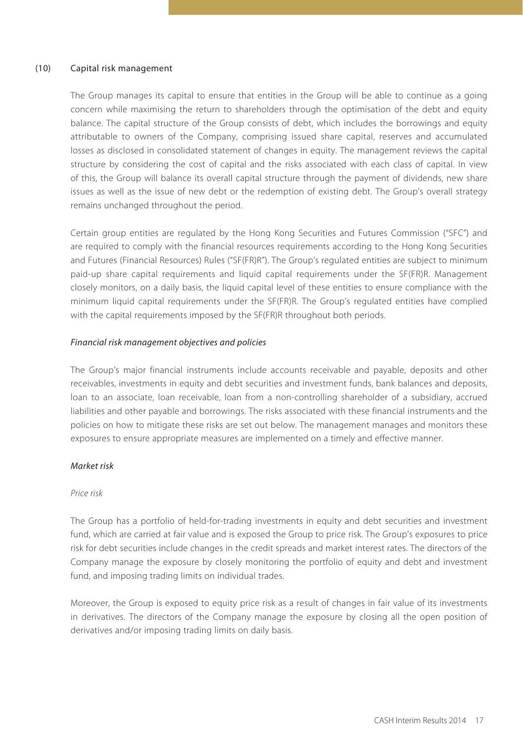## (10) Capital risk management

The Group manages its capital to ensure that entities in the Group will be able to continue as a going concern while maximising the return to shareholders through the optimisation of the debt and equity balance. The capital structure of the Group consists of debt, which includes the borrowings and equity attributable to owners of the Company, comprising issued share capital, reserves and accumulated losses as disclosed in consolidated statement of changes in equity. The management reviews the capital structure by considering the cost of capital and the risks associated with each class of capital. In view of this, the Group will balance its overall capital structure through the payment of dividends, new share issues as well as the issue of new debt or the redemption of existing debt. The Group's overall strategy remains unchanged throughout the period.

Certain group entities are regulated by the Hong Kong Securities and Futures Commission ("SFC") and are required to comply with the financial resources requirements according to the Hong Kong Securities and Futures (Financial Resources) Rules ("SF(FR)R"). The Group's regulated entities are subject to minimum paid-up share capital requirements and liquid capital requirements under the SF(FR)R. Management closely monitors, on a daily basis, the liquid capital level of these entities to ensure compliance with the minimum liquid capital requirements under the SF(FR)R. The Group's regulated entities have complied with the capital requirements imposed by the SF(FR)R throughout both periods.

*Financial risk management objectives and policies*

The Group's major financial instruments include accounts receivable and payable, deposits and other receivables, investments in equity and debt securities and investment funds, bank balances and deposits, loan to an associate, loan receivable, loan from a non-controlling shareholder of a subsidiary, accrued liabilities and other payable and borrowings. The risks associated with these financial instruments and the policies on how to mitigate these risks are set out below. The management manages and monitors these exposures to ensure appropriate measures are implemented on a timely and effective manner.

*Market risk*

*Price risk*

The Group has a portfolio of held-for-trading investments in equity and debt securities and investment fund, which are carried at fair value and is exposed the Group to price risk. The Group's exposures to price risk for debt securities include changes in the credit spreads and market interest rates. The directors of the Company manage the exposure by closely monitoring the portfolio of equity and debt and investment fund, and imposing trading limits on individual trades.

Moreover, the Group is exposed to equity price risk as a result of changes in fair value of its investments in derivatives. The directors of the Company manage the exposure by closing all the open position of derivatives and/or imposing trading limits on daily basis.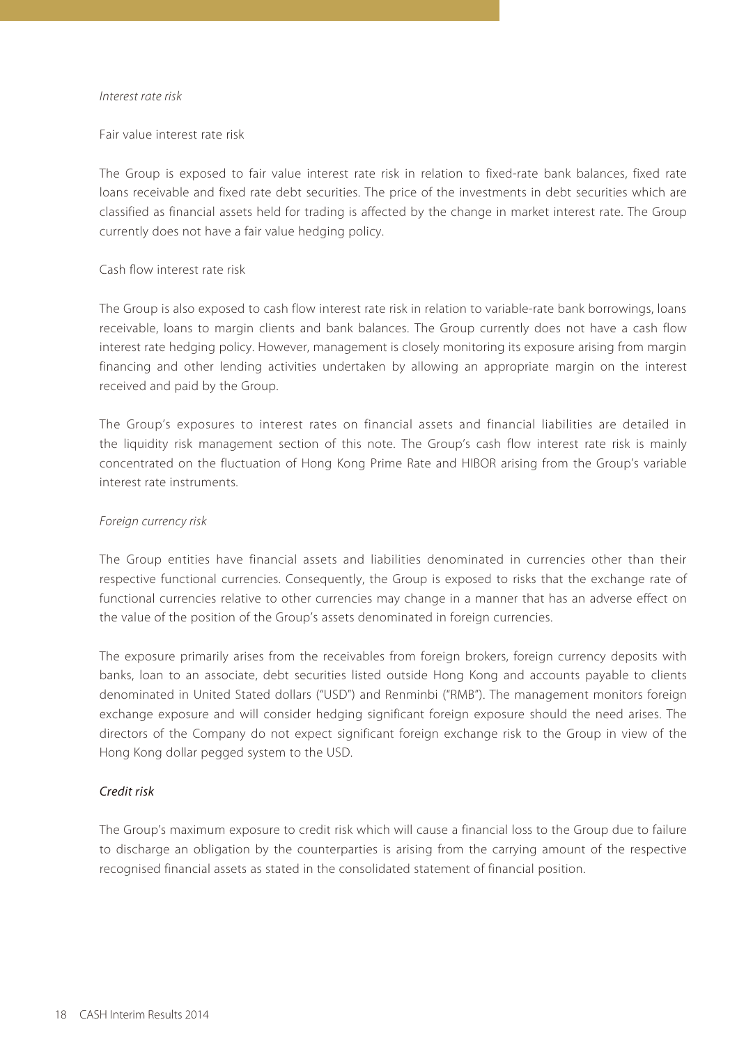*Interest rate risk*

Fair value interest rate risk

The Group is exposed to fair value interest rate risk in relation to fixed-rate bank balances, fixed rate loans receivable and fixed rate debt securities. The price of the investments in debt securities which are classified as financial assets held for trading is affected by the change in market interest rate. The Group currently does not have a fair value hedging policy.

Cash flow interest rate risk

The Group is also exposed to cash flow interest rate risk in relation to variable-rate bank borrowings, loans receivable, loans to margin clients and bank balances. The Group currently does not have a cash flow interest rate hedging policy. However, management is closely monitoring its exposure arising from margin financing and other lending activities undertaken by allowing an appropriate margin on the interest received and paid by the Group.

The Group's exposures to interest rates on financial assets and financial liabilities are detailed in the liquidity risk management section of this note. The Group's cash flow interest rate risk is mainly concentrated on the fluctuation of Hong Kong Prime Rate and HIBOR arising from the Group's variable interest rate instruments.

*Foreign currency risk*

The Group entities have financial assets and liabilities denominated in currencies other than their respective functional currencies. Consequently, the Group is exposed to risks that the exchange rate of functional currencies relative to other currencies may change in a manner that has an adverse effect on the value of the position of the Group's assets denominated in foreign currencies.

The exposure primarily arises from the receivables from foreign brokers, foreign currency deposits with banks, loan to an associate, debt securities listed outside Hong Kong and accounts payable to clients denominated in United Stated dollars ("USD") and Renminbi ("RMB"). The management monitors foreign exchange exposure and will consider hedging significant foreign exposure should the need arises. The directors of the Company do not expect significant foreign exchange risk to the Group in view of the Hong Kong dollar pegged system to the USD.

*Credit risk*

The Group's maximum exposure to credit risk which will cause a financial loss to the Group due to failure to discharge an obligation by the counterparties is arising from the carrying amount of the respective recognised financial assets as stated in the consolidated statement of financial position.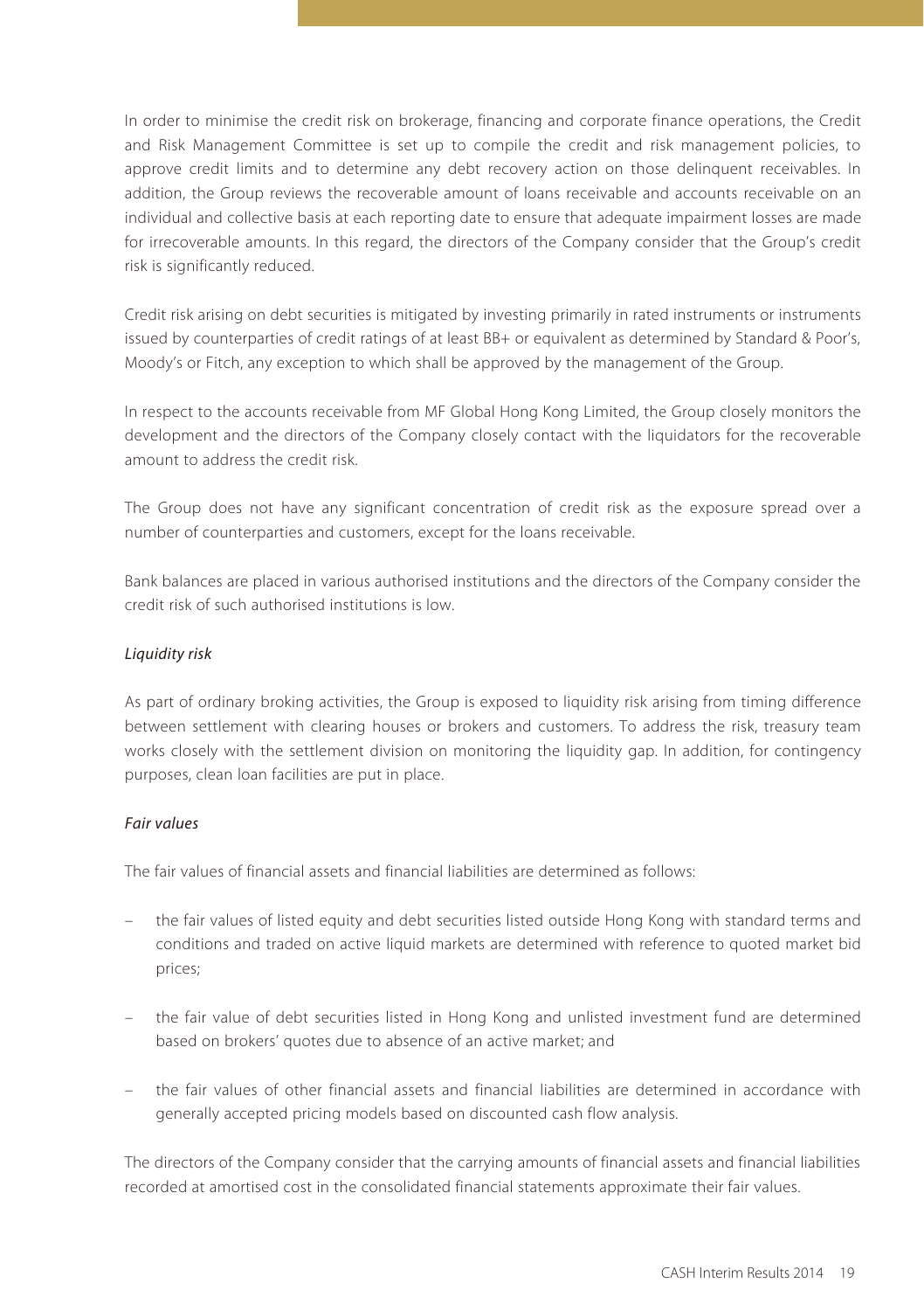In order to minimise the credit risk on brokerage, financing and corporate finance operations, the Credit and Risk Management Committee is set up to compile the credit and risk management policies, to approve credit limits and to determine any debt recovery action on those delinquent receivables. In addition, the Group reviews the recoverable amount of loans receivable and accounts receivable on an individual and collective basis at each reporting date to ensure that adequate impairment losses are made for irrecoverable amounts. In this regard, the directors of the Company consider that the Group's credit risk is significantly reduced.

Credit risk arising on debt securities is mitigated by investing primarily in rated instruments or instruments issued by counterparties of credit ratings of at least BB+ or equivalent as determined by Standard & Poor's, Moody's or Fitch, any exception to which shall be approved by the management of the Group.

In respect to the accounts receivable from MF Global Hong Kong Limited, the Group closely monitors the development and the directors of the Company closely contact with the liquidators for the recoverable amount to address the credit risk.

The Group does not have any significant concentration of credit risk as the exposure spread over a number of counterparties and customers, except for the loans receivable.

Bank balances are placed in various authorised institutions and the directors of the Company consider the credit risk of such authorised institutions is low.

*Liquidity risk*

As part of ordinary broking activities, the Group is exposed to liquidity risk arising from timing difference between settlement with clearing houses or brokers and customers. To address the risk, treasury team works closely with the settlement division on monitoring the liquidity gap. In addition, for contingency purposes, clean loan facilities are put in place.

*Fair values*

The fair values of financial assets and financial liabilities are determined as follows:

- the fair values of listed equity and debt securities listed outside Hong Kong with standard terms and conditions and traded on active liquid markets are determined with reference to quoted market bid prices;
- the fair value of debt securities listed in Hong Kong and unlisted investment fund are determined based on brokers' quotes due to absence of an active market; and
- the fair values of other financial assets and financial liabilities are determined in accordance with generally accepted pricing models based on discounted cash flow analysis.

The directors of the Company consider that the carrying amounts of financial assets and financial liabilities recorded at amortised cost in the consolidated financial statements approximate their fair values.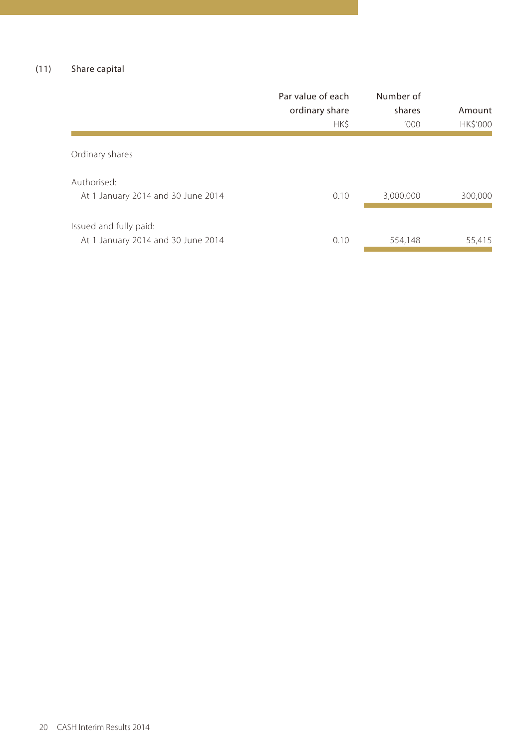### (11) Share capital

| | Par value of each ordinary share HK$ | Number of shares '000 | Amount HK$'000 |
|---|---|---|---|
| Ordinary shares | | | |
| Authorised: | | | |
| At 1 January 2014 and 30 June 2014 | 0.10 | 3,000,000 | 300,000 |
| Issued and fully paid: | | | |
| At 1 January 2014 and 30 June 2014 | 0.10 | 554,148 | 55,415 |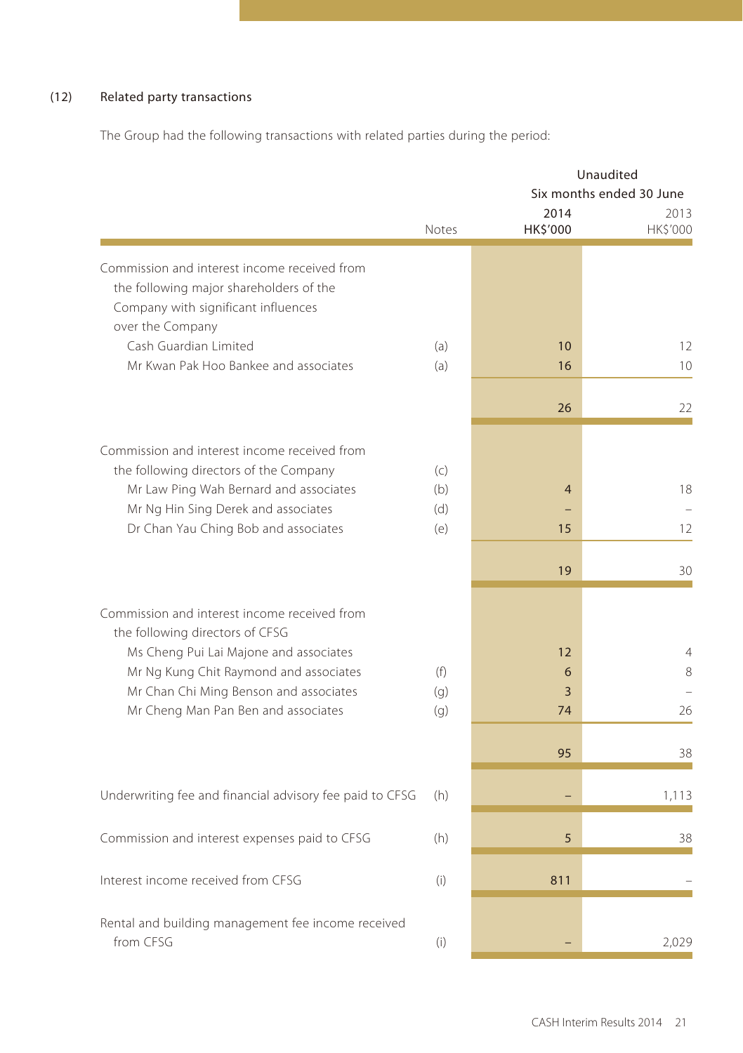### (12) Related party transactions

The Group had the following transactions with related parties during the period:

| | Notes | Unaudited Six months ended 30 June 2014 HK$'000 | Unaudited Six months ended 30 June 2013 HK$'000 |
|---|---|---|---|
| Commission and interest income received from the following major shareholders of the Company with significant influences over the Company | | | |
| Cash Guardian Limited | (a) | 10 | 12 |
| Mr Kwan Pak Hoo Bankee and associates | (a) | 16 | 10 |
| | | 26 | 22 |
| Commission and interest income received from the following directors of the Company | (c) | | |
| Mr Law Ping Wah Bernard and associates | (b) | 4 | 18 |
| Mr Ng Hin Sing Derek and associates | (d) | – | – |
| Dr Chan Yau Ching Bob and associates | (e) | 15 | 12 |
| | | 19 | 30 |
| Commission and interest income received from the following directors of CFSG | | | |
| Ms Cheng Pui Lai Majone and associates | | 12 | 4 |
| Mr Ng Kung Chit Raymond and associates | (f) | 6 | 8 |
| Mr Chan Chi Ming Benson and associates | (g) | 3 | – |
| Mr Cheng Man Pan Ben and associates | (g) | 74 | 26 |
| | | 95 | 38 |
| Underwriting fee and financial advisory fee paid to CFSG | (h) | – | 1,113 |
| Commission and interest expenses paid to CFSG | (h) | 5 | 38 |
| Interest income received from CFSG | (i) | 811 | – |
| Rental and building management fee income received from CFSG | (i) | – | 2,029 |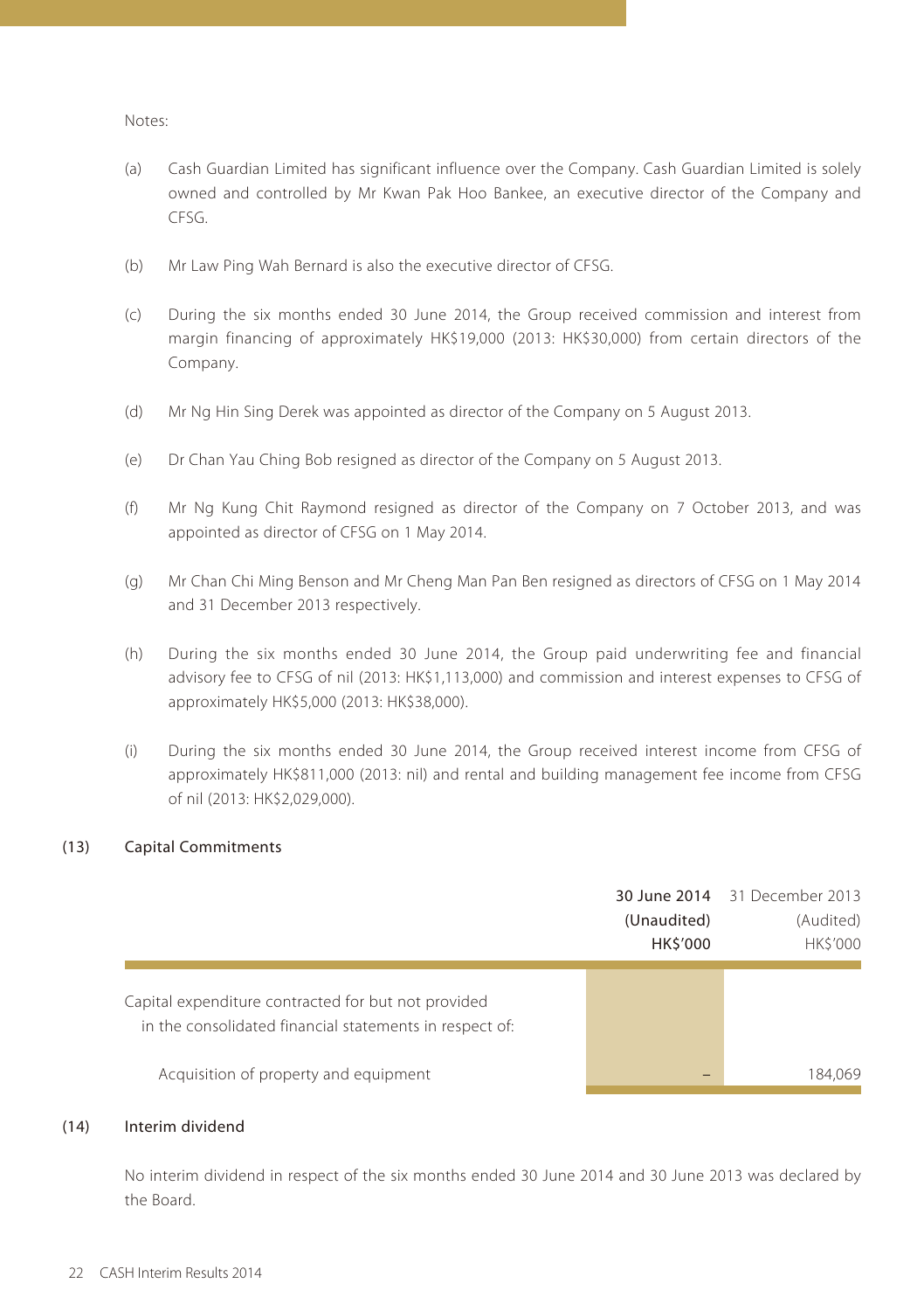Notes:

(a) Cash Guardian Limited has significant influence over the Company. Cash Guardian Limited is solely owned and controlled by Mr Kwan Pak Hoo Bankee, an executive director of the Company and CFSG.

(b) Mr Law Ping Wah Bernard is also the executive director of CFSG.

(c) During the six months ended 30 June 2014, the Group received commission and interest from margin financing of approximately HK$19,000 (2013: HK$30,000) from certain directors of the Company.

(d) Mr Ng Hin Sing Derek was appointed as director of the Company on 5 August 2013.

(e) Dr Chan Yau Ching Bob resigned as director of the Company on 5 August 2013.

(f) Mr Ng Kung Chit Raymond resigned as director of the Company on 7 October 2013, and was appointed as director of CFSG on 1 May 2014.

(g) Mr Chan Chi Ming Benson and Mr Cheng Man Pan Ben resigned as directors of CFSG on 1 May 2014 and 31 December 2013 respectively.

(h) During the six months ended 30 June 2014, the Group paid underwriting fee and financial advisory fee to CFSG of nil (2013: HK$1,113,000) and commission and interest expenses to CFSG of approximately HK$5,000 (2013: HK$38,000).

(i) During the six months ended 30 June 2014, the Group received interest income from CFSG of approximately HK$811,000 (2013: nil) and rental and building management fee income from CFSG of nil (2013: HK$2,029,000).

## (13) Capital Commitments

| | **30 June 2014** | 31 December 2013 |
|---|---|---|
| | **(Unaudited)** | (Audited) |
| | **HK$'000** | HK$'000 |
| Capital expenditure contracted for but not provided in the consolidated financial statements in respect of: | | |
| Acquisition of property and equipment | – | 184,069 |

## (14) Interim dividend

No interim dividend in respect of the six months ended 30 June 2014 and 30 June 2013 was declared by the Board.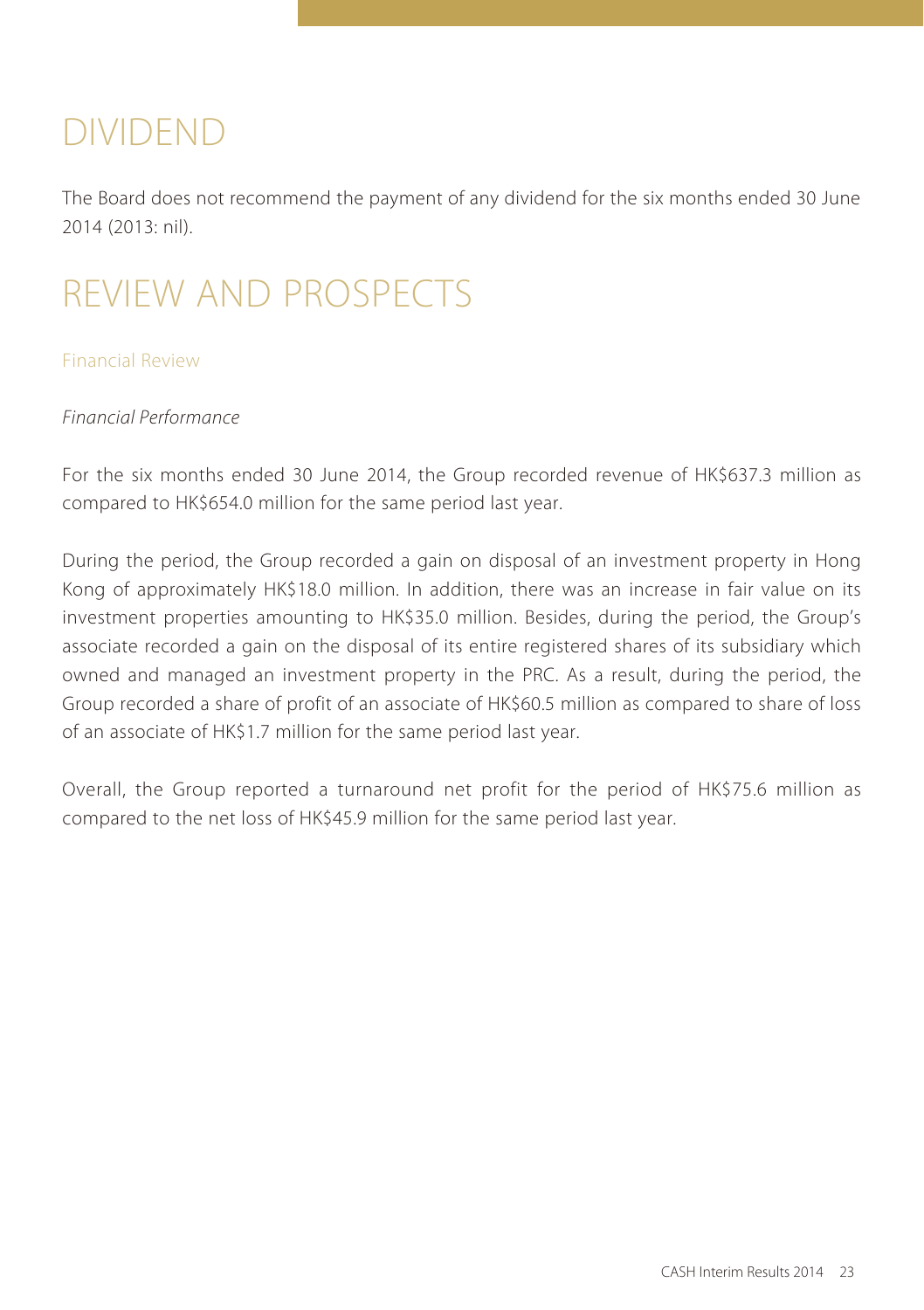# DIVIDEND

The Board does not recommend the payment of any dividend for the six months ended 30 June 2014 (2013: nil).

# REVIEW AND PROSPECTS

## Financial Review

*Financial Performance*

For the six months ended 30 June 2014, the Group recorded revenue of HK$637.3 million as compared to HK$654.0 million for the same period last year.

During the period, the Group recorded a gain on disposal of an investment property in Hong Kong of approximately HK$18.0 million. In addition, there was an increase in fair value on its investment properties amounting to HK$35.0 million. Besides, during the period, the Group's associate recorded a gain on the disposal of its entire registered shares of its subsidiary which owned and managed an investment property in the PRC. As a result, during the period, the Group recorded a share of profit of an associate of HK$60.5 million as compared to share of loss of an associate of HK$1.7 million for the same period last year.

Overall, the Group reported a turnaround net profit for the period of HK$75.6 million as compared to the net loss of HK$45.9 million for the same period last year.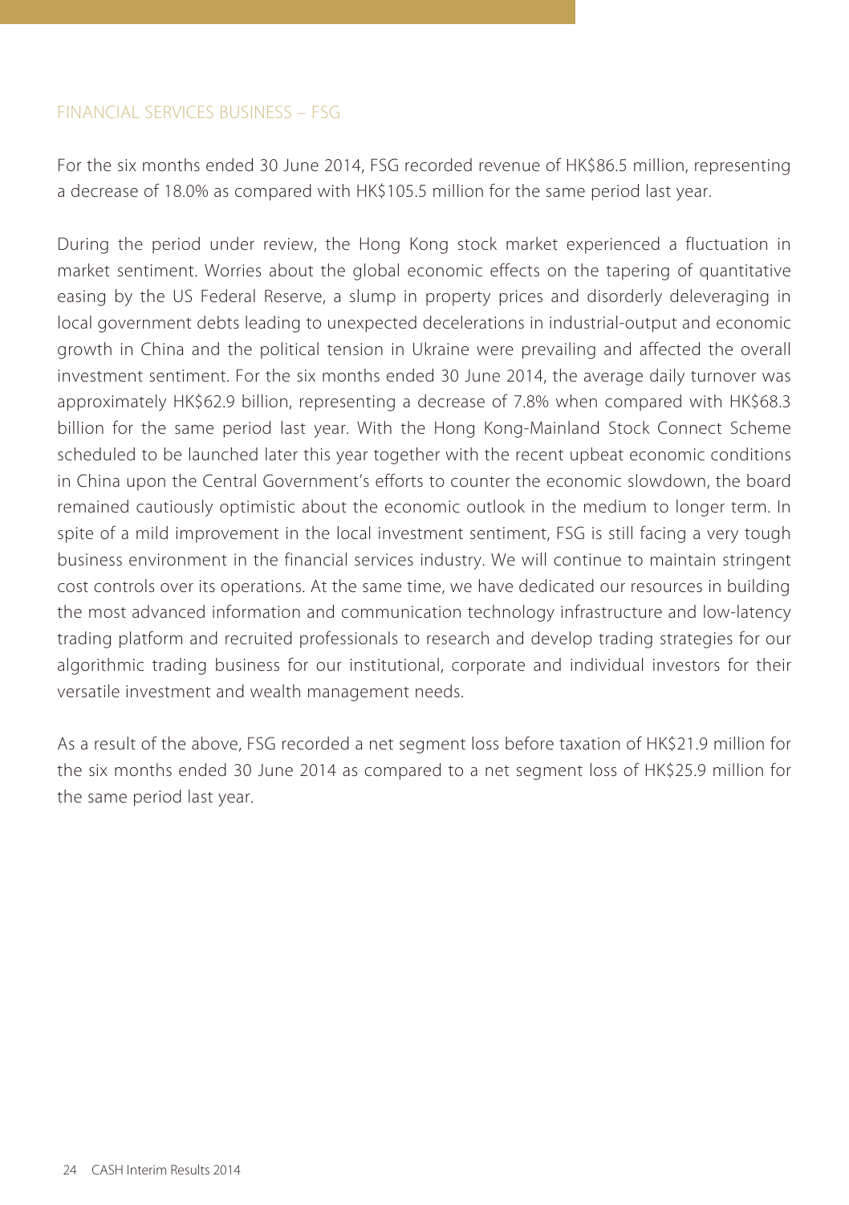## FINANCIAL SERVICES BUSINESS – FSG

For the six months ended 30 June 2014, FSG recorded revenue of HK$86.5 million, representing a decrease of 18.0% as compared with HK$105.5 million for the same period last year.

During the period under review, the Hong Kong stock market experienced a fluctuation in market sentiment. Worries about the global economic effects on the tapering of quantitative easing by the US Federal Reserve, a slump in property prices and disorderly deleveraging in local government debts leading to unexpected decelerations in industrial-output and economic growth in China and the political tension in Ukraine were prevailing and affected the overall investment sentiment. For the six months ended 30 June 2014, the average daily turnover was approximately HK$62.9 billion, representing a decrease of 7.8% when compared with HK$68.3 billion for the same period last year. With the Hong Kong-Mainland Stock Connect Scheme scheduled to be launched later this year together with the recent upbeat economic conditions in China upon the Central Government's efforts to counter the economic slowdown, the board remained cautiously optimistic about the economic outlook in the medium to longer term. In spite of a mild improvement in the local investment sentiment, FSG is still facing a very tough business environment in the financial services industry. We will continue to maintain stringent cost controls over its operations. At the same time, we have dedicated our resources in building the most advanced information and communication technology infrastructure and low-latency trading platform and recruited professionals to research and develop trading strategies for our algorithmic trading business for our institutional, corporate and individual investors for their versatile investment and wealth management needs.

As a result of the above, FSG recorded a net segment loss before taxation of HK$21.9 million for the six months ended 30 June 2014 as compared to a net segment loss of HK$25.9 million for the same period last year.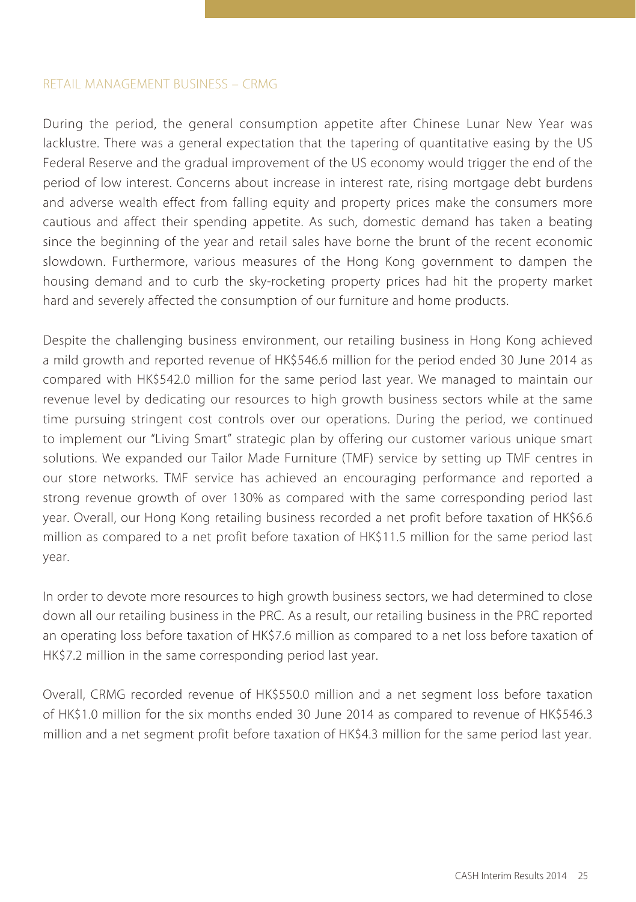## RETAIL MANAGEMENT BUSINESS – CRMG

During the period, the general consumption appetite after Chinese Lunar New Year was lacklustre. There was a general expectation that the tapering of quantitative easing by the US Federal Reserve and the gradual improvement of the US economy would trigger the end of the period of low interest. Concerns about increase in interest rate, rising mortgage debt burdens and adverse wealth effect from falling equity and property prices make the consumers more cautious and affect their spending appetite. As such, domestic demand has taken a beating since the beginning of the year and retail sales have borne the brunt of the recent economic slowdown. Furthermore, various measures of the Hong Kong government to dampen the housing demand and to curb the sky-rocketing property prices had hit the property market hard and severely affected the consumption of our furniture and home products.

Despite the challenging business environment, our retailing business in Hong Kong achieved a mild growth and reported revenue of HK$546.6 million for the period ended 30 June 2014 as compared with HK$542.0 million for the same period last year. We managed to maintain our revenue level by dedicating our resources to high growth business sectors while at the same time pursuing stringent cost controls over our operations. During the period, we continued to implement our "Living Smart" strategic plan by offering our customer various unique smart solutions. We expanded our Tailor Made Furniture (TMF) service by setting up TMF centres in our store networks. TMF service has achieved an encouraging performance and reported a strong revenue growth of over 130% as compared with the same corresponding period last year. Overall, our Hong Kong retailing business recorded a net profit before taxation of HK$6.6 million as compared to a net profit before taxation of HK$11.5 million for the same period last year.

In order to devote more resources to high growth business sectors, we had determined to close down all our retailing business in the PRC. As a result, our retailing business in the PRC reported an operating loss before taxation of HK$7.6 million as compared to a net loss before taxation of HK$7.2 million in the same corresponding period last year.

Overall, CRMG recorded revenue of HK$550.0 million and a net segment loss before taxation of HK$1.0 million for the six months ended 30 June 2014 as compared to revenue of HK$546.3 million and a net segment profit before taxation of HK$4.3 million for the same period last year.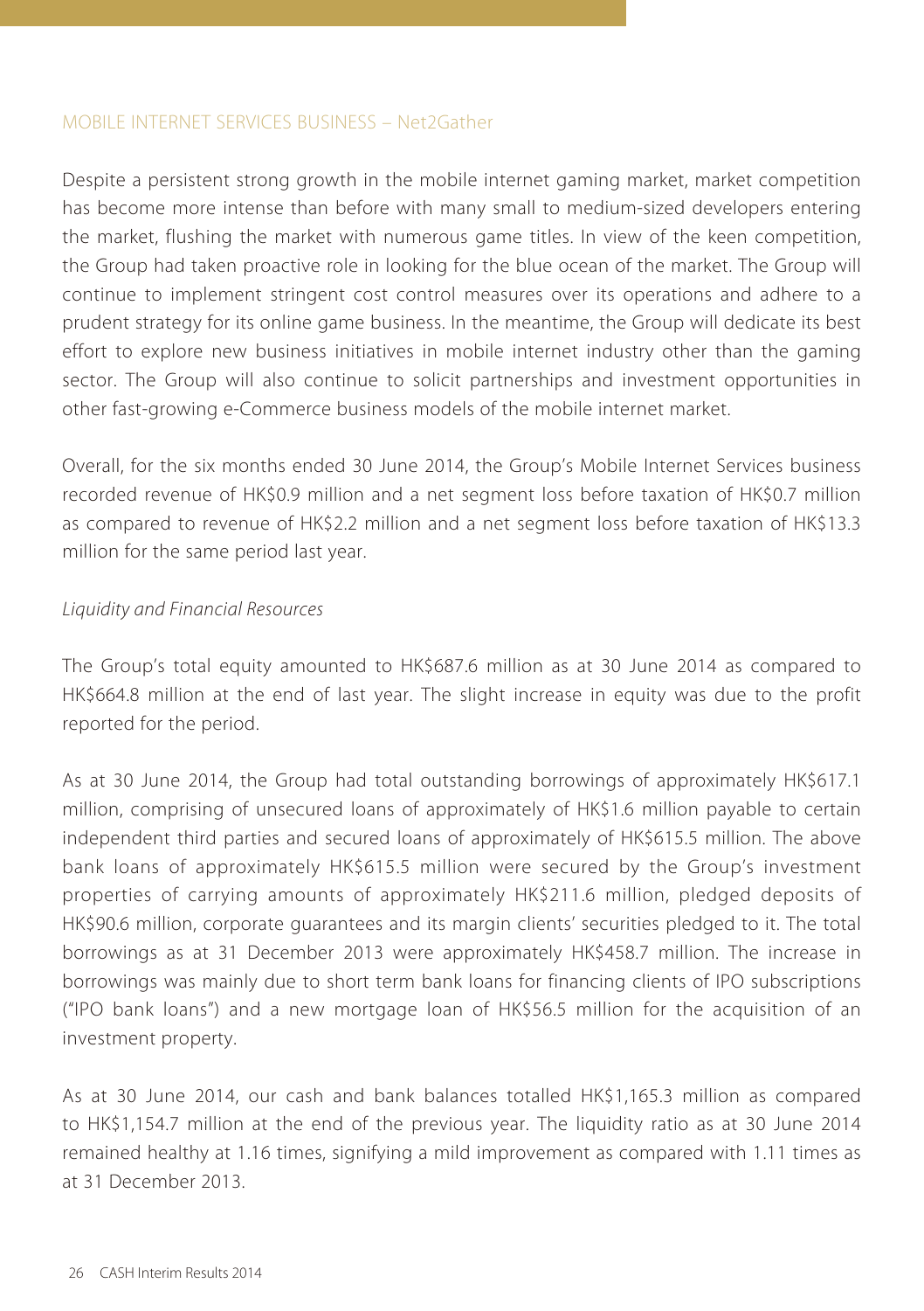## MOBILE INTERNET SERVICES BUSINESS – Net2Gather

Despite a persistent strong growth in the mobile internet gaming market, market competition has become more intense than before with many small to medium-sized developers entering the market, flushing the market with numerous game titles. In view of the keen competition, the Group had taken proactive role in looking for the blue ocean of the market. The Group will continue to implement stringent cost control measures over its operations and adhere to a prudent strategy for its online game business. In the meantime, the Group will dedicate its best effort to explore new business initiatives in mobile internet industry other than the gaming sector. The Group will also continue to solicit partnerships and investment opportunities in other fast-growing e-Commerce business models of the mobile internet market.

Overall, for the six months ended 30 June 2014, the Group's Mobile Internet Services business recorded revenue of HK$0.9 million and a net segment loss before taxation of HK$0.7 million as compared to revenue of HK$2.2 million and a net segment loss before taxation of HK$13.3 million for the same period last year.

*Liquidity and Financial Resources*

The Group's total equity amounted to HK$687.6 million as at 30 June 2014 as compared to HK$664.8 million at the end of last year. The slight increase in equity was due to the profit reported for the period.

As at 30 June 2014, the Group had total outstanding borrowings of approximately HK$617.1 million, comprising of unsecured loans of approximately of HK$1.6 million payable to certain independent third parties and secured loans of approximately of HK$615.5 million. The above bank loans of approximately HK$615.5 million were secured by the Group's investment properties of carrying amounts of approximately HK$211.6 million, pledged deposits of HK$90.6 million, corporate guarantees and its margin clients' securities pledged to it. The total borrowings as at 31 December 2013 were approximately HK$458.7 million. The increase in borrowings was mainly due to short term bank loans for financing clients of IPO subscriptions ("IPO bank loans") and a new mortgage loan of HK$56.5 million for the acquisition of an investment property.

As at 30 June 2014, our cash and bank balances totalled HK$1,165.3 million as compared to HK$1,154.7 million at the end of the previous year. The liquidity ratio as at 30 June 2014 remained healthy at 1.16 times, signifying a mild improvement as compared with 1.11 times as at 31 December 2013.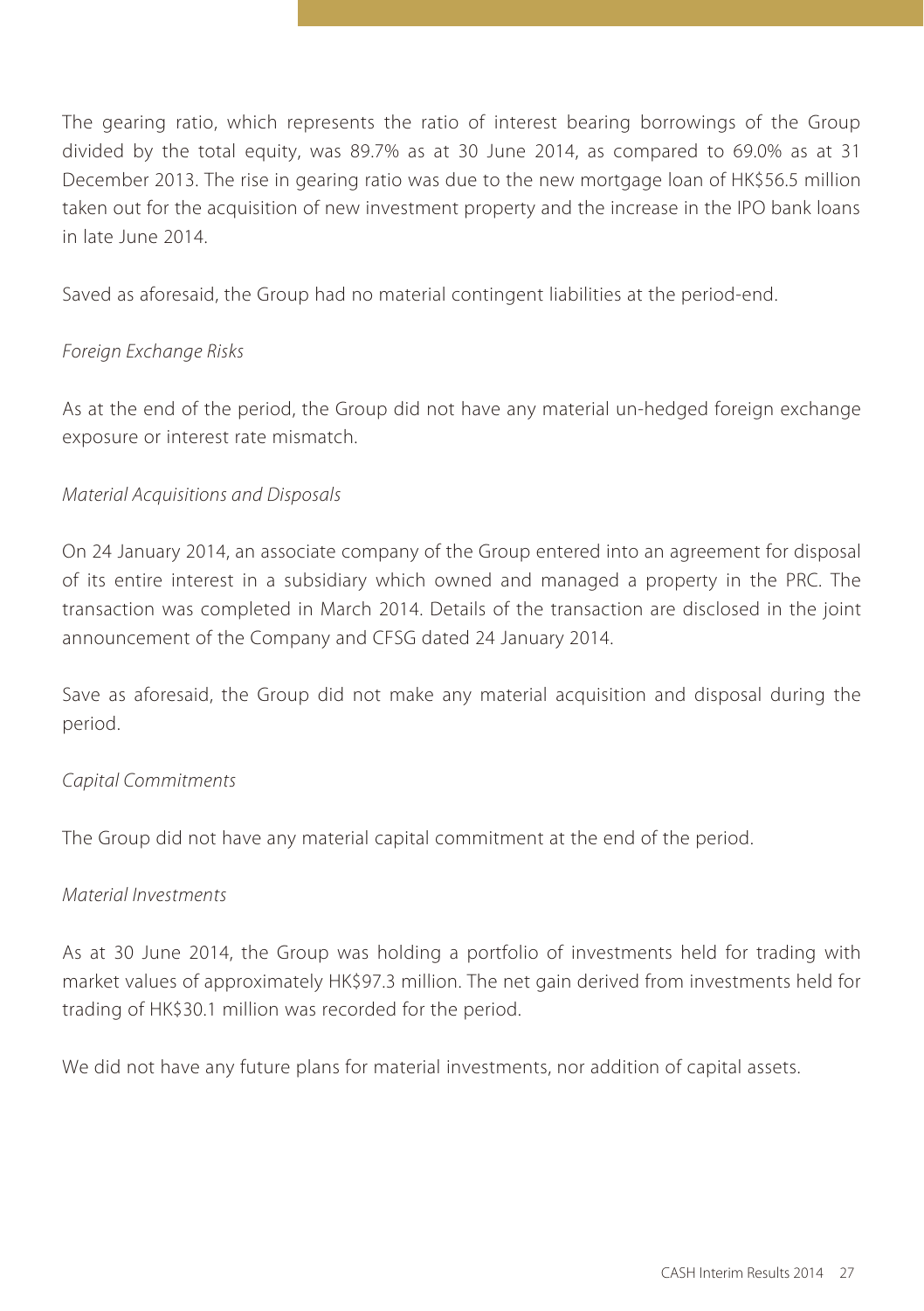The gearing ratio, which represents the ratio of interest bearing borrowings of the Group divided by the total equity, was 89.7% as at 30 June 2014, as compared to 69.0% as at 31 December 2013. The rise in gearing ratio was due to the new mortgage loan of HK$56.5 million taken out for the acquisition of new investment property and the increase in the IPO bank loans in late June 2014.

Saved as aforesaid, the Group had no material contingent liabilities at the period-end.

*Foreign Exchange Risks*

As at the end of the period, the Group did not have any material un-hedged foreign exchange exposure or interest rate mismatch.

*Material Acquisitions and Disposals*

On 24 January 2014, an associate company of the Group entered into an agreement for disposal of its entire interest in a subsidiary which owned and managed a property in the PRC. The transaction was completed in March 2014. Details of the transaction are disclosed in the joint announcement of the Company and CFSG dated 24 January 2014.

Save as aforesaid, the Group did not make any material acquisition and disposal during the period.

*Capital Commitments*

The Group did not have any material capital commitment at the end of the period.

*Material Investments*

As at 30 June 2014, the Group was holding a portfolio of investments held for trading with market values of approximately HK$97.3 million. The net gain derived from investments held for trading of HK$30.1 million was recorded for the period.

We did not have any future plans for material investments, nor addition of capital assets.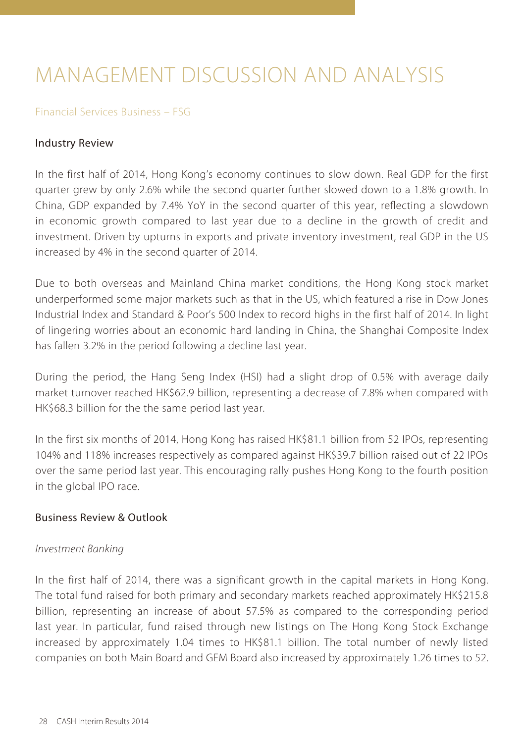# MANAGEMENT DISCUSSION AND ANALYSIS

## Financial Services Business – FSG

### Industry Review

In the first half of 2014, Hong Kong's economy continues to slow down. Real GDP for the first quarter grew by only 2.6% while the second quarter further slowed down to a 1.8% growth. In China, GDP expanded by 7.4% YoY in the second quarter of this year, reflecting a slowdown in economic growth compared to last year due to a decline in the growth of credit and investment. Driven by upturns in exports and private inventory investment, real GDP in the US increased by 4% in the second quarter of 2014.

Due to both overseas and Mainland China market conditions, the Hong Kong stock market underperformed some major markets such as that in the US, which featured a rise in Dow Jones Industrial Index and Standard & Poor's 500 Index to record highs in the first half of 2014. In light of lingering worries about an economic hard landing in China, the Shanghai Composite Index has fallen 3.2% in the period following a decline last year.

During the period, the Hang Seng Index (HSI) had a slight drop of 0.5% with average daily market turnover reached HK$62.9 billion, representing a decrease of 7.8% when compared with HK$68.3 billion for the the same period last year.

In the first six months of 2014, Hong Kong has raised HK$81.1 billion from 52 IPOs, representing 104% and 118% increases respectively as compared against HK$39.7 billion raised out of 22 IPOs over the same period last year. This encouraging rally pushes Hong Kong to the fourth position in the global IPO race.

### Business Review & Outlook

*Investment Banking*

In the first half of 2014, there was a significant growth in the capital markets in Hong Kong. The total fund raised for both primary and secondary markets reached approximately HK$215.8 billion, representing an increase of about 57.5% as compared to the corresponding period last year. In particular, fund raised through new listings on The Hong Kong Stock Exchange increased by approximately 1.04 times to HK$81.1 billion. The total number of newly listed companies on both Main Board and GEM Board also increased by approximately 1.26 times to 52.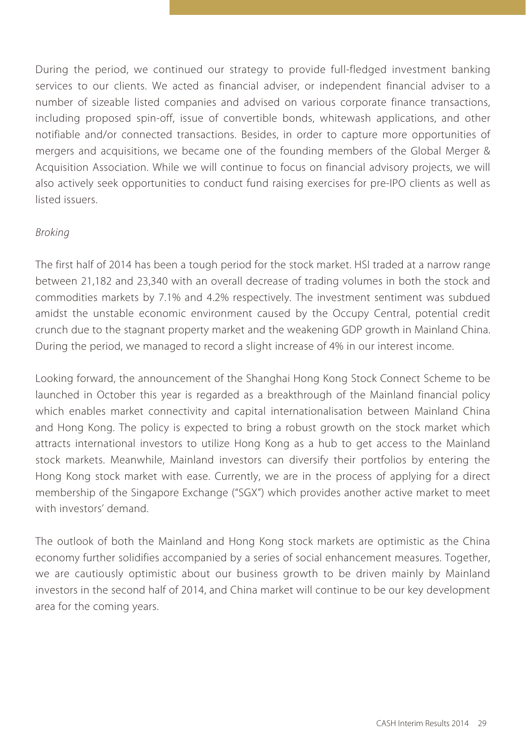During the period, we continued our strategy to provide full-fledged investment banking services to our clients. We acted as financial adviser, or independent financial adviser to a number of sizeable listed companies and advised on various corporate finance transactions, including proposed spin-off, issue of convertible bonds, whitewash applications, and other notifiable and/or connected transactions. Besides, in order to capture more opportunities of mergers and acquisitions, we became one of the founding members of the Global Merger & Acquisition Association. While we will continue to focus on financial advisory projects, we will also actively seek opportunities to conduct fund raising exercises for pre-IPO clients as well as listed issuers.

*Broking*

The first half of 2014 has been a tough period for the stock market. HSI traded at a narrow range between 21,182 and 23,340 with an overall decrease of trading volumes in both the stock and commodities markets by 7.1% and 4.2% respectively. The investment sentiment was subdued amidst the unstable economic environment caused by the Occupy Central, potential credit crunch due to the stagnant property market and the weakening GDP growth in Mainland China. During the period, we managed to record a slight increase of 4% in our interest income.

Looking forward, the announcement of the Shanghai Hong Kong Stock Connect Scheme to be launched in October this year is regarded as a breakthrough of the Mainland financial policy which enables market connectivity and capital internationalisation between Mainland China and Hong Kong. The policy is expected to bring a robust growth on the stock market which attracts international investors to utilize Hong Kong as a hub to get access to the Mainland stock markets. Meanwhile, Mainland investors can diversify their portfolios by entering the Hong Kong stock market with ease. Currently, we are in the process of applying for a direct membership of the Singapore Exchange ("SGX") which provides another active market to meet with investors' demand.

The outlook of both the Mainland and Hong Kong stock markets are optimistic as the China economy further solidifies accompanied by a series of social enhancement measures. Together, we are cautiously optimistic about our business growth to be driven mainly by Mainland investors in the second half of 2014, and China market will continue to be our key development area for the coming years.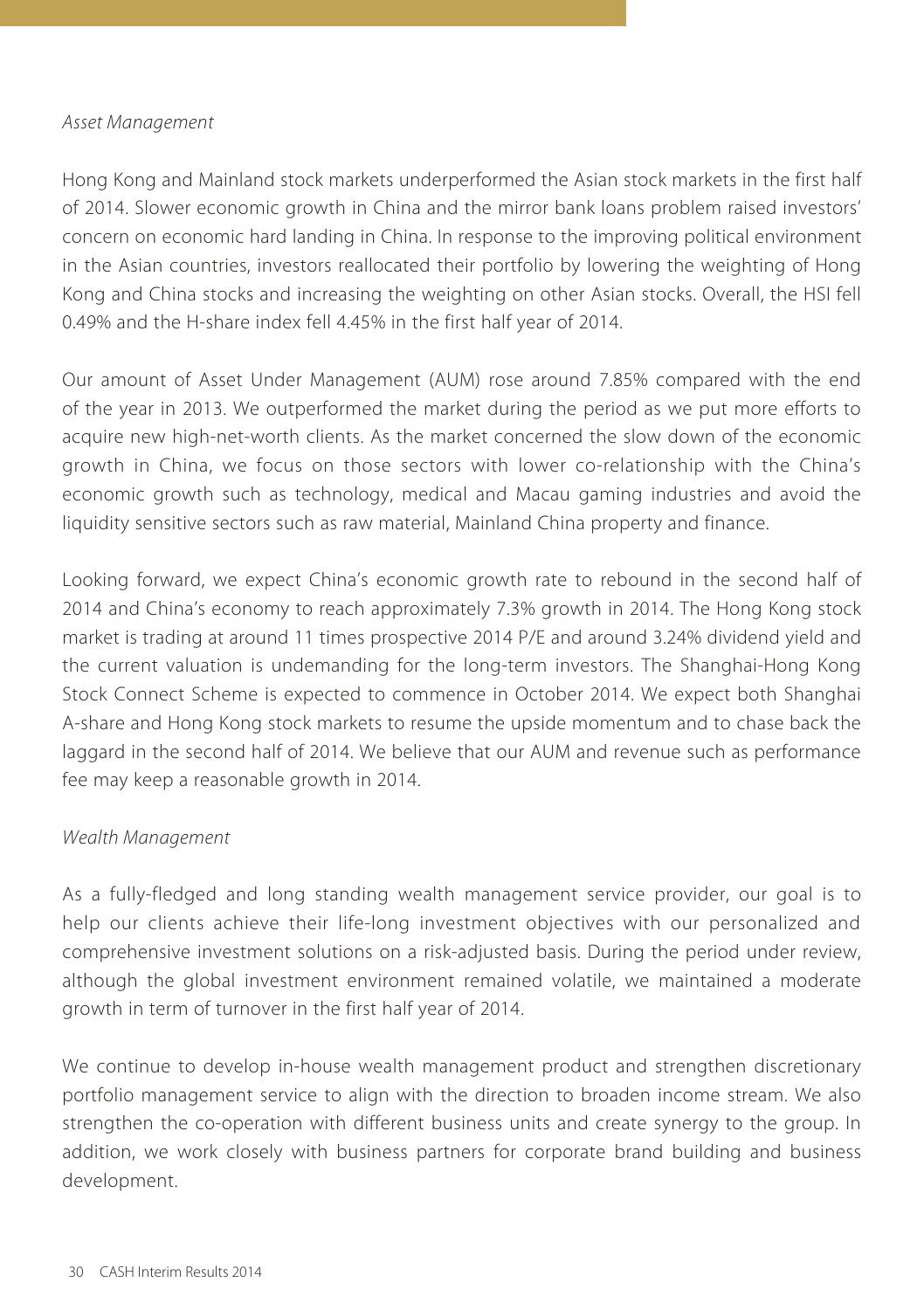*Asset Management*

Hong Kong and Mainland stock markets underperformed the Asian stock markets in the first half of 2014. Slower economic growth in China and the mirror bank loans problem raised investors' concern on economic hard landing in China. In response to the improving political environment in the Asian countries, investors reallocated their portfolio by lowering the weighting of Hong Kong and China stocks and increasing the weighting on other Asian stocks. Overall, the HSI fell 0.49% and the H-share index fell 4.45% in the first half year of 2014.

Our amount of Asset Under Management (AUM) rose around 7.85% compared with the end of the year in 2013. We outperformed the market during the period as we put more efforts to acquire new high-net-worth clients. As the market concerned the slow down of the economic growth in China, we focus on those sectors with lower co-relationship with the China's economic growth such as technology, medical and Macau gaming industries and avoid the liquidity sensitive sectors such as raw material, Mainland China property and finance.

Looking forward, we expect China's economic growth rate to rebound in the second half of 2014 and China's economy to reach approximately 7.3% growth in 2014. The Hong Kong stock market is trading at around 11 times prospective 2014 P/E and around 3.24% dividend yield and the current valuation is undemanding for the long-term investors. The Shanghai-Hong Kong Stock Connect Scheme is expected to commence in October 2014. We expect both Shanghai A-share and Hong Kong stock markets to resume the upside momentum and to chase back the laggard in the second half of 2014. We believe that our AUM and revenue such as performance fee may keep a reasonable growth in 2014.

*Wealth Management*

As a fully-fledged and long standing wealth management service provider, our goal is to help our clients achieve their life-long investment objectives with our personalized and comprehensive investment solutions on a risk-adjusted basis. During the period under review, although the global investment environment remained volatile, we maintained a moderate growth in term of turnover in the first half year of 2014.

We continue to develop in-house wealth management product and strengthen discretionary portfolio management service to align with the direction to broaden income stream. We also strengthen the co-operation with different business units and create synergy to the group. In addition, we work closely with business partners for corporate brand building and business development.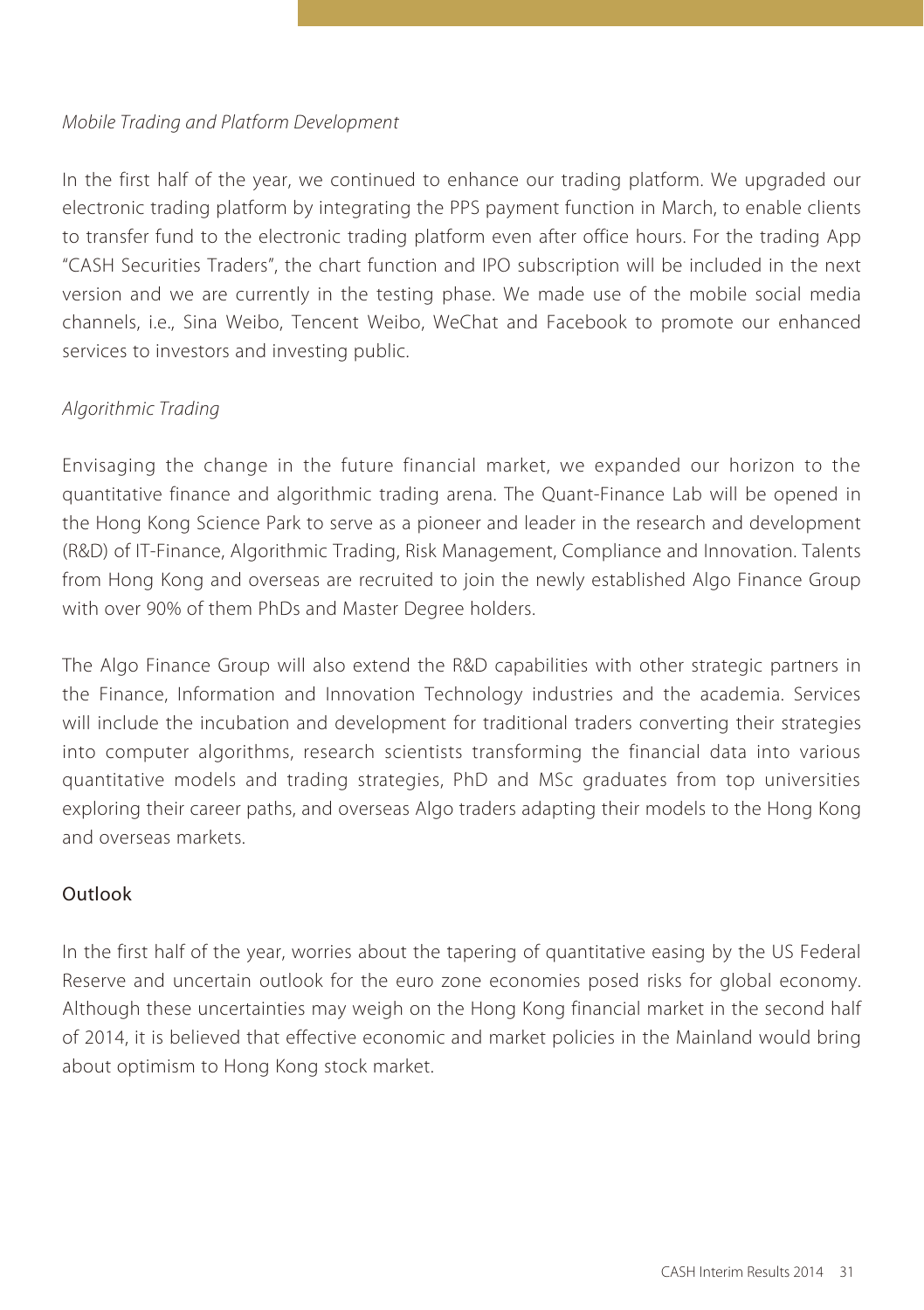*Mobile Trading and Platform Development*

In the first half of the year, we continued to enhance our trading platform. We upgraded our electronic trading platform by integrating the PPS payment function in March, to enable clients to transfer fund to the electronic trading platform even after office hours. For the trading App "CASH Securities Traders", the chart function and IPO subscription will be included in the next version and we are currently in the testing phase. We made use of the mobile social media channels, i.e., Sina Weibo, Tencent Weibo, WeChat and Facebook to promote our enhanced services to investors and investing public.

*Algorithmic Trading*

Envisaging the change in the future financial market, we expanded our horizon to the quantitative finance and algorithmic trading arena. The Quant-Finance Lab will be opened in the Hong Kong Science Park to serve as a pioneer and leader in the research and development (R&D) of IT-Finance, Algorithmic Trading, Risk Management, Compliance and Innovation. Talents from Hong Kong and overseas are recruited to join the newly established Algo Finance Group with over 90% of them PhDs and Master Degree holders.

The Algo Finance Group will also extend the R&D capabilities with other strategic partners in the Finance, Information and Innovation Technology industries and the academia. Services will include the incubation and development for traditional traders converting their strategies into computer algorithms, research scientists transforming the financial data into various quantitative models and trading strategies, PhD and MSc graduates from top universities exploring their career paths, and overseas Algo traders adapting their models to the Hong Kong and overseas markets.

## Outlook

In the first half of the year, worries about the tapering of quantitative easing by the US Federal Reserve and uncertain outlook for the euro zone economies posed risks for global economy. Although these uncertainties may weigh on the Hong Kong financial market in the second half of 2014, it is believed that effective economic and market policies in the Mainland would bring about optimism to Hong Kong stock market.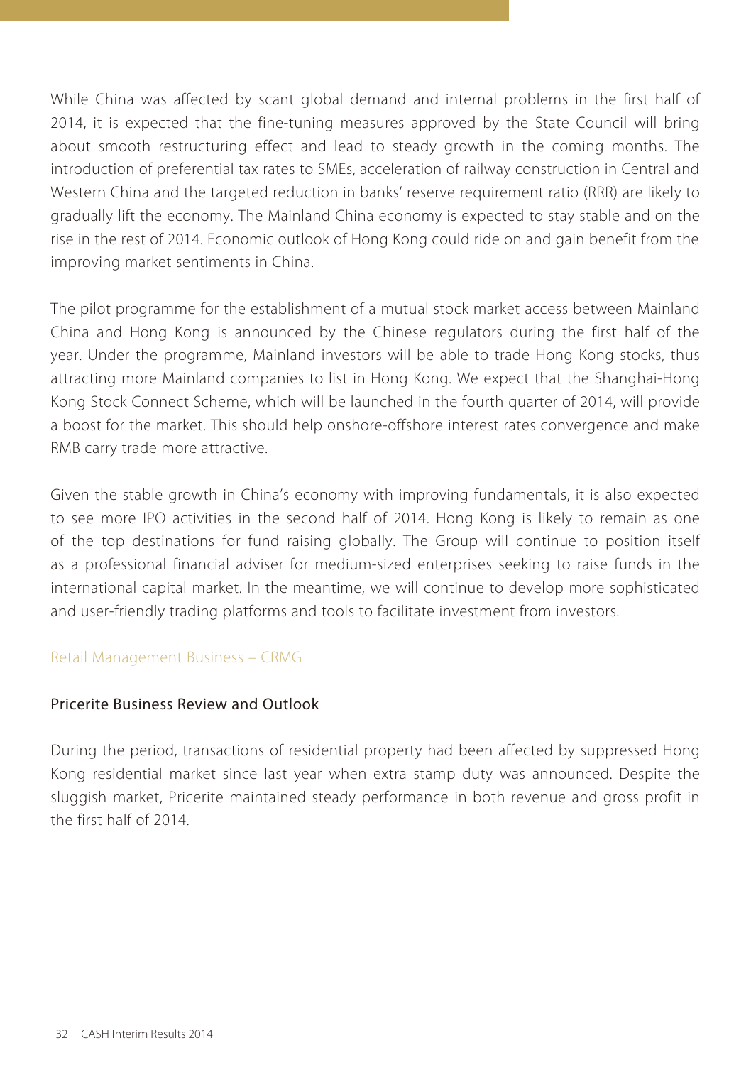While China was affected by scant global demand and internal problems in the first half of 2014, it is expected that the fine-tuning measures approved by the State Council will bring about smooth restructuring effect and lead to steady growth in the coming months. The introduction of preferential tax rates to SMEs, acceleration of railway construction in Central and Western China and the targeted reduction in banks' reserve requirement ratio (RRR) are likely to gradually lift the economy. The Mainland China economy is expected to stay stable and on the rise in the rest of 2014. Economic outlook of Hong Kong could ride on and gain benefit from the improving market sentiments in China.

The pilot programme for the establishment of a mutual stock market access between Mainland China and Hong Kong is announced by the Chinese regulators during the first half of the year. Under the programme, Mainland investors will be able to trade Hong Kong stocks, thus attracting more Mainland companies to list in Hong Kong. We expect that the Shanghai-Hong Kong Stock Connect Scheme, which will be launched in the fourth quarter of 2014, will provide a boost for the market. This should help onshore-offshore interest rates convergence and make RMB carry trade more attractive.

Given the stable growth in China's economy with improving fundamentals, it is also expected to see more IPO activities in the second half of 2014. Hong Kong is likely to remain as one of the top destinations for fund raising globally. The Group will continue to position itself as a professional financial adviser for medium-sized enterprises seeking to raise funds in the international capital market. In the meantime, we will continue to develop more sophisticated and user-friendly trading platforms and tools to facilitate investment from investors.

## Retail Management Business – CRMG

### Pricerite Business Review and Outlook

During the period, transactions of residential property had been affected by suppressed Hong Kong residential market since last year when extra stamp duty was announced. Despite the sluggish market, Pricerite maintained steady performance in both revenue and gross profit in the first half of 2014.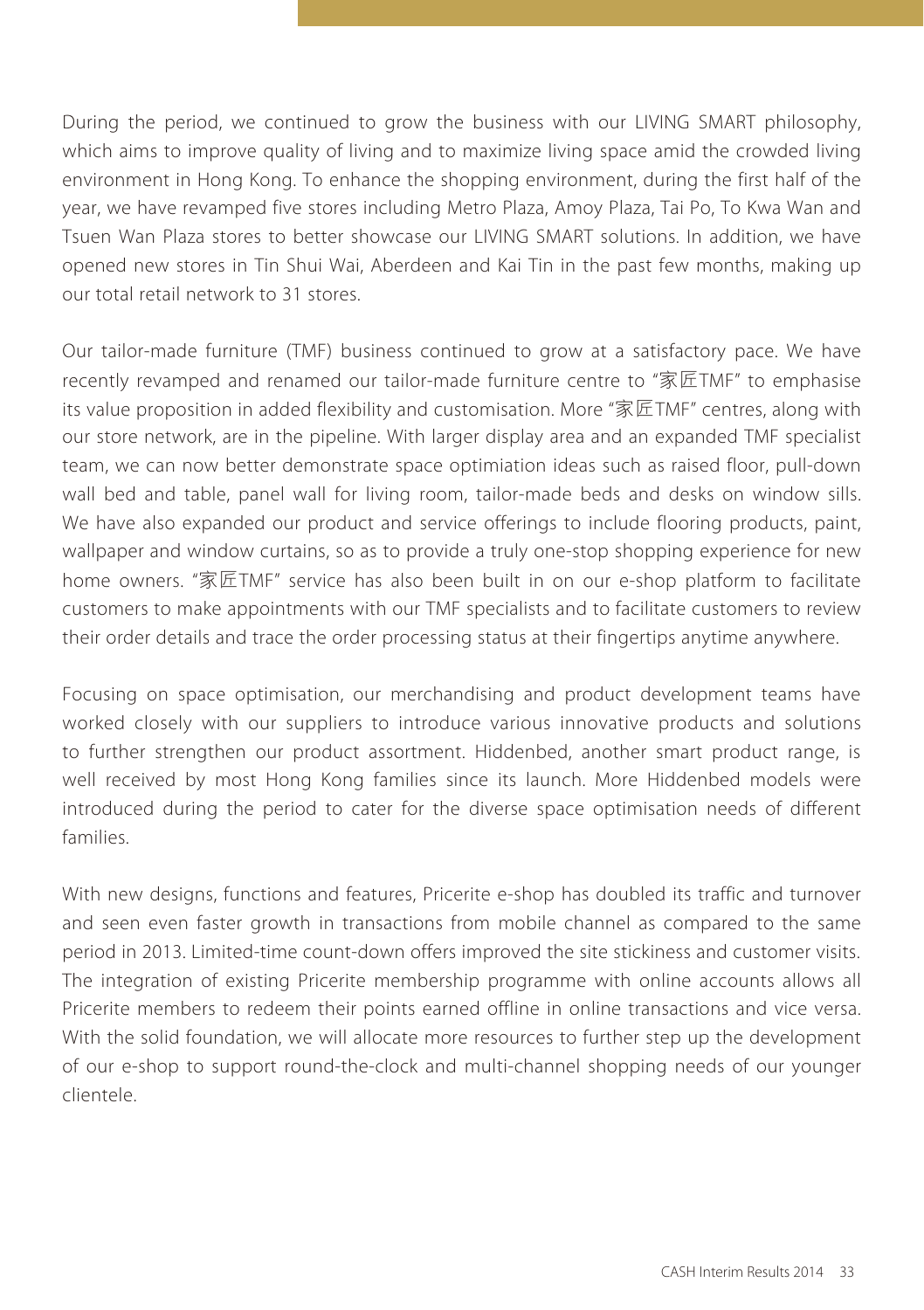During the period, we continued to grow the business with our LIVING SMART philosophy, which aims to improve quality of living and to maximize living space amid the crowded living environment in Hong Kong. To enhance the shopping environment, during the first half of the year, we have revamped five stores including Metro Plaza, Amoy Plaza, Tai Po, To Kwa Wan and Tsuen Wan Plaza stores to better showcase our LIVING SMART solutions. In addition, we have opened new stores in Tin Shui Wai, Aberdeen and Kai Tin in the past few months, making up our total retail network to 31 stores.

Our tailor-made furniture (TMF) business continued to grow at a satisfactory pace. We have recently revamped and renamed our tailor-made furniture centre to "家匠TMF" to emphasise its value proposition in added flexibility and customisation. More "家匠TMF" centres, along with our store network, are in the pipeline. With larger display area and an expanded TMF specialist team, we can now better demonstrate space optimiation ideas such as raised floor, pull-down wall bed and table, panel wall for living room, tailor-made beds and desks on window sills. We have also expanded our product and service offerings to include flooring products, paint, wallpaper and window curtains, so as to provide a truly one-stop shopping experience for new home owners. "家匠TMF" service has also been built in on our e-shop platform to facilitate customers to make appointments with our TMF specialists and to facilitate customers to review their order details and trace the order processing status at their fingertips anytime anywhere.

Focusing on space optimisation, our merchandising and product development teams have worked closely with our suppliers to introduce various innovative products and solutions to further strengthen our product assortment. Hiddenbed, another smart product range, is well received by most Hong Kong families since its launch. More Hiddenbed models were introduced during the period to cater for the diverse space optimisation needs of different families.

With new designs, functions and features, Pricerite e-shop has doubled its traffic and turnover and seen even faster growth in transactions from mobile channel as compared to the same period in 2013. Limited-time count-down offers improved the site stickiness and customer visits. The integration of existing Pricerite membership programme with online accounts allows all Pricerite members to redeem their points earned offline in online transactions and vice versa. With the solid foundation, we will allocate more resources to further step up the development of our e-shop to support round-the-clock and multi-channel shopping needs of our younger clientele.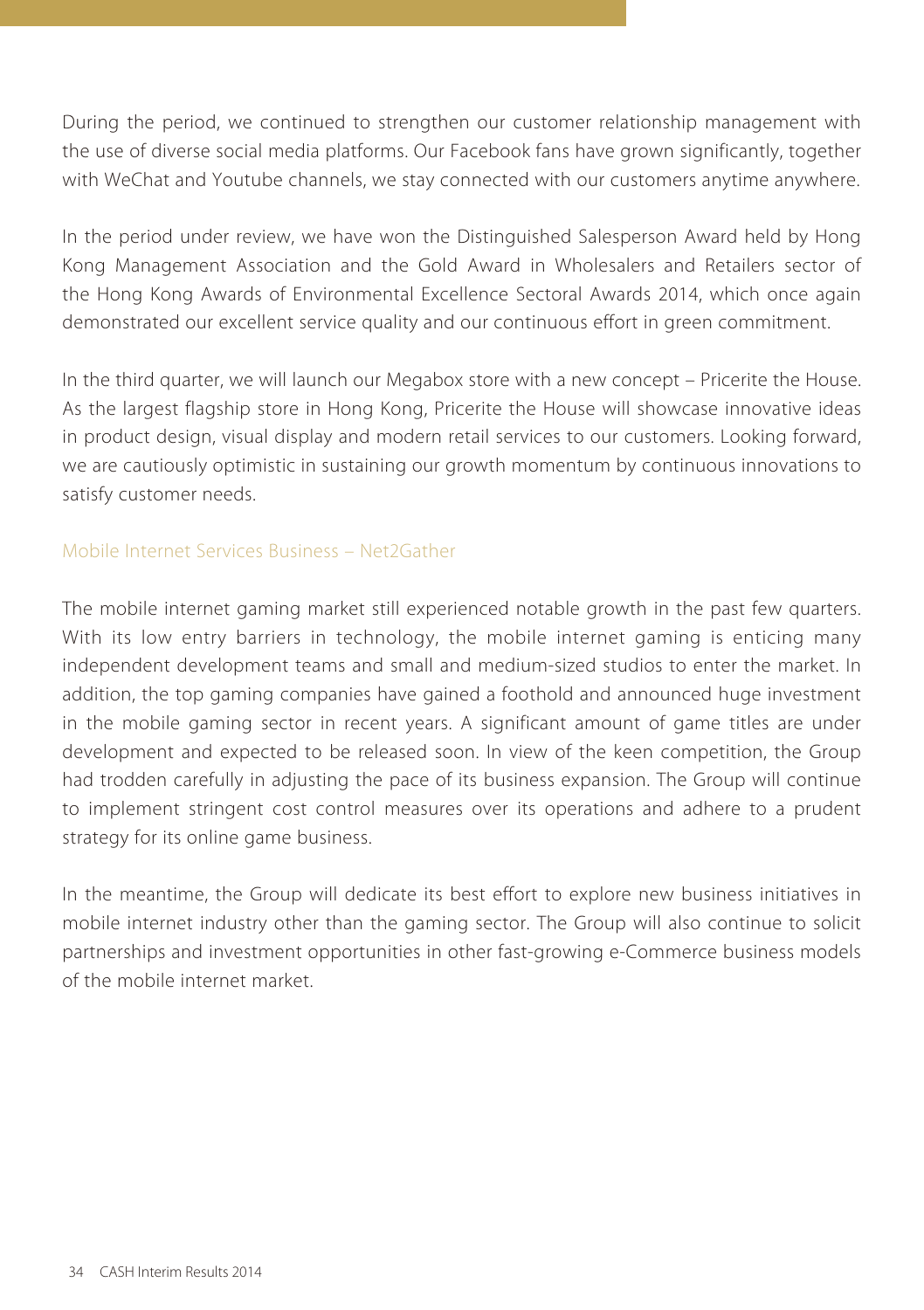During the period, we continued to strengthen our customer relationship management with the use of diverse social media platforms. Our Facebook fans have grown significantly, together with WeChat and Youtube channels, we stay connected with our customers anytime anywhere.

In the period under review, we have won the Distinguished Salesperson Award held by Hong Kong Management Association and the Gold Award in Wholesalers and Retailers sector of the Hong Kong Awards of Environmental Excellence Sectoral Awards 2014, which once again demonstrated our excellent service quality and our continuous effort in green commitment.

In the third quarter, we will launch our Megabox store with a new concept – Pricerite the House. As the largest flagship store in Hong Kong, Pricerite the House will showcase innovative ideas in product design, visual display and modern retail services to our customers. Looking forward, we are cautiously optimistic in sustaining our growth momentum by continuous innovations to satisfy customer needs.

### Mobile Internet Services Business – Net2Gather

The mobile internet gaming market still experienced notable growth in the past few quarters. With its low entry barriers in technology, the mobile internet gaming is enticing many independent development teams and small and medium-sized studios to enter the market. In addition, the top gaming companies have gained a foothold and announced huge investment in the mobile gaming sector in recent years. A significant amount of game titles are under development and expected to be released soon. In view of the keen competition, the Group had trodden carefully in adjusting the pace of its business expansion. The Group will continue to implement stringent cost control measures over its operations and adhere to a prudent strategy for its online game business.

In the meantime, the Group will dedicate its best effort to explore new business initiatives in mobile internet industry other than the gaming sector. The Group will also continue to solicit partnerships and investment opportunities in other fast-growing e-Commerce business models of the mobile internet market.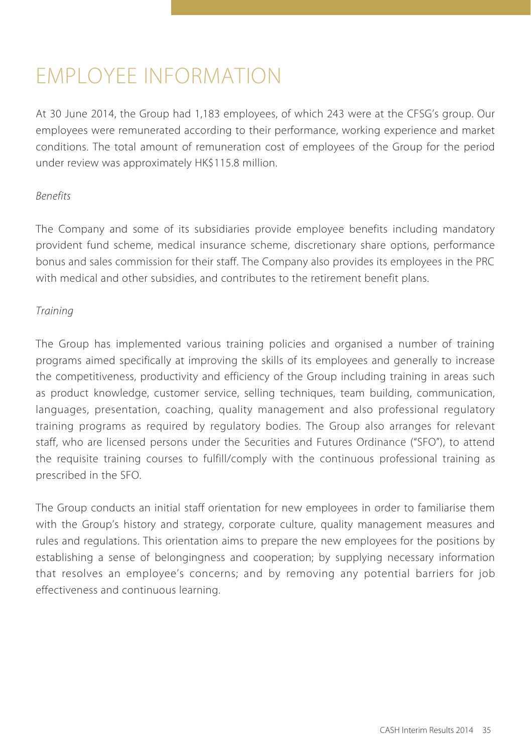# EMPLOYEE INFORMATION

At 30 June 2014, the Group had 1,183 employees, of which 243 were at the CFSG's group. Our employees were remunerated according to their performance, working experience and market conditions. The total amount of remuneration cost of employees of the Group for the period under review was approximately HK$115.8 million.

*Benefits*

The Company and some of its subsidiaries provide employee benefits including mandatory provident fund scheme, medical insurance scheme, discretionary share options, performance bonus and sales commission for their staff. The Company also provides its employees in the PRC with medical and other subsidies, and contributes to the retirement benefit plans.

*Training*

The Group has implemented various training policies and organised a number of training programs aimed specifically at improving the skills of its employees and generally to increase the competitiveness, productivity and efficiency of the Group including training in areas such as product knowledge, customer service, selling techniques, team building, communication, languages, presentation, coaching, quality management and also professional regulatory training programs as required by regulatory bodies. The Group also arranges for relevant staff, who are licensed persons under the Securities and Futures Ordinance ("SFO"), to attend the requisite training courses to fulfill/comply with the continuous professional training as prescribed in the SFO.

The Group conducts an initial staff orientation for new employees in order to familiarise them with the Group's history and strategy, corporate culture, quality management measures and rules and regulations. This orientation aims to prepare the new employees for the positions by establishing a sense of belongingness and cooperation; by supplying necessary information that resolves an employee's concerns; and by removing any potential barriers for job effectiveness and continuous learning.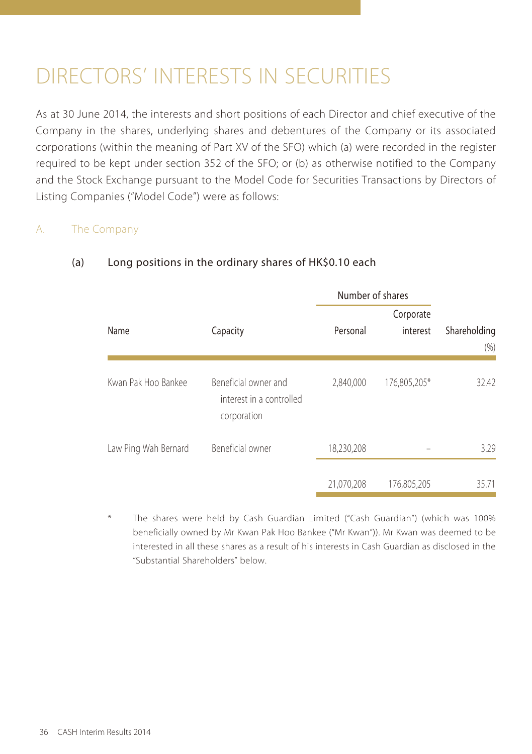# DIRECTORS' INTERESTS IN SECURITIES

As at 30 June 2014, the interests and short positions of each Director and chief executive of the Company in the shares, underlying shares and debentures of the Company or its associated corporations (within the meaning of Part XV of the SFO) which (a) were recorded in the register required to be kept under section 352 of the SFO; or (b) as otherwise notified to the Company and the Stock Exchange pursuant to the Model Code for Securities Transactions by Directors of Listing Companies ("Model Code") were as follows:

## A. The Company

### (a) Long positions in the ordinary shares of HK$0.10 each

| Name | Capacity | Number of shares | | Shareholding |
|---|---|---|---|---|
| | | Personal | Corporate interest | (%) |
| Kwan Pak Hoo Bankee | Beneficial owner and interest in a controlled corporation | 2,840,000 | 176,805,205* | 32.42 |
| Law Ping Wah Bernard | Beneficial owner | 18,230,208 | – | 3.29 |
| | | 21,070,208 | 176,805,205 | 35.71 |

\* The shares were held by Cash Guardian Limited ("Cash Guardian") (which was 100% beneficially owned by Mr Kwan Pak Hoo Bankee ("Mr Kwan")). Mr Kwan was deemed to be interested in all these shares as a result of his interests in Cash Guardian as disclosed in the "Substantial Shareholders" below.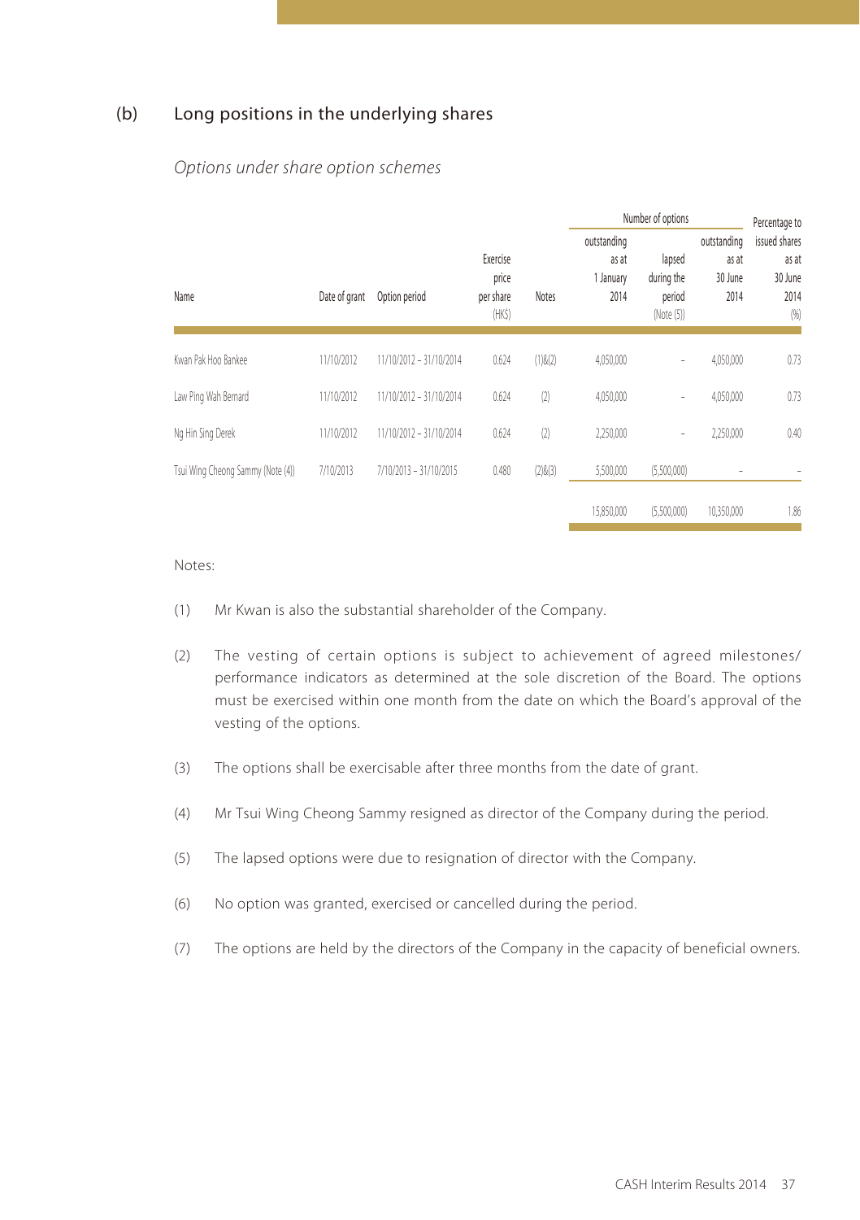## (b) Long positions in the underlying shares

*Options under share option schemes*

| Name | Date of grant | Option period | Exercise price per share (HK$) | Notes | Number of options outstanding as at 1 January 2014 | Number of options lapsed during the period (Note (5)) | Number of options outstanding as at 30 June 2014 | Percentage to issued shares as at 30 June 2014 (%) |
|---|---|---|---|---|---|---|---|---|
| Kwan Pak Hoo Bankee | 11/10/2012 | 11/10/2012 – 31/10/2014 | 0.624 | (1)&(2) | 4,050,000 | – | 4,050,000 | 0.73 |
| Law Ping Wah Bernard | 11/10/2012 | 11/10/2012 – 31/10/2014 | 0.624 | (2) | 4,050,000 | – | 4,050,000 | 0.73 |
| Ng Hin Sing Derek | 11/10/2012 | 11/10/2012 – 31/10/2014 | 0.624 | (2) | 2,250,000 | – | 2,250,000 | 0.40 |
| Tsui Wing Cheong Sammy (Note (4)) | 7/10/2013 | 7/10/2013 – 31/10/2015 | 0.480 | (2)&(3) | 5,500,000 | (5,500,000) | – | – |
| | | | | | 15,850,000 | (5,500,000) | 10,350,000 | 1.86 |

Notes:

(1) Mr Kwan is also the substantial shareholder of the Company.

(2) The vesting of certain options is subject to achievement of agreed milestones/performance indicators as determined at the sole discretion of the Board. The options must be exercised within one month from the date on which the Board's approval of the vesting of the options.

(3) The options shall be exercisable after three months from the date of grant.

(4) Mr Tsui Wing Cheong Sammy resigned as director of the Company during the period.

(5) The lapsed options were due to resignation of director with the Company.

(6) No option was granted, exercised or cancelled during the period.

(7) The options are held by the directors of the Company in the capacity of beneficial owners.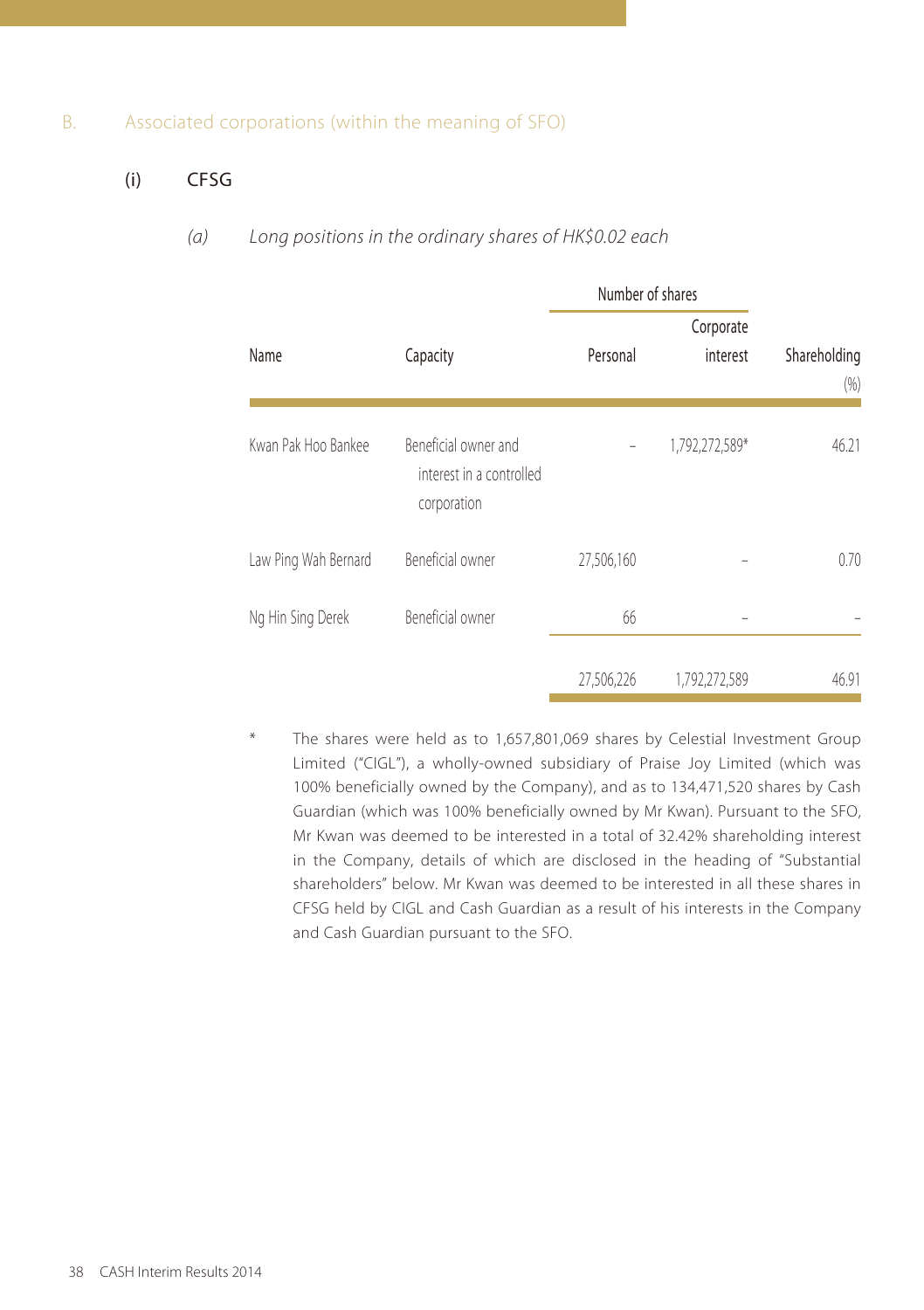## B. Associated corporations (within the meaning of SFO)

### (i) CFSG

*(a) Long positions in the ordinary shares of HK$0.02 each*

| Name | Capacity | Number of shares | | Shareholding |
|---|---|---|---|---|
| | | Personal | Corporate interest | (%) |
| Kwan Pak Hoo Bankee | Beneficial owner and interest in a controlled corporation | – | 1,792,272,589* | 46.21 |
| Law Ping Wah Bernard | Beneficial owner | 27,506,160 | – | 0.70 |
| Ng Hin Sing Derek | Beneficial owner | 66 | – | – |
| | | 27,506,226 | 1,792,272,589 | 46.91 |

\* The shares were held as to 1,657,801,069 shares by Celestial Investment Group Limited ("CIGL"), a wholly-owned subsidiary of Praise Joy Limited (which was 100% beneficially owned by the Company), and as to 134,471,520 shares by Cash Guardian (which was 100% beneficially owned by Mr Kwan). Pursuant to the SFO, Mr Kwan was deemed to be interested in a total of 32.42% shareholding interest in the Company, details of which are disclosed in the heading of "Substantial shareholders" below. Mr Kwan was deemed to be interested in all these shares in CFSG held by CIGL and Cash Guardian as a result of his interests in the Company and Cash Guardian pursuant to the SFO.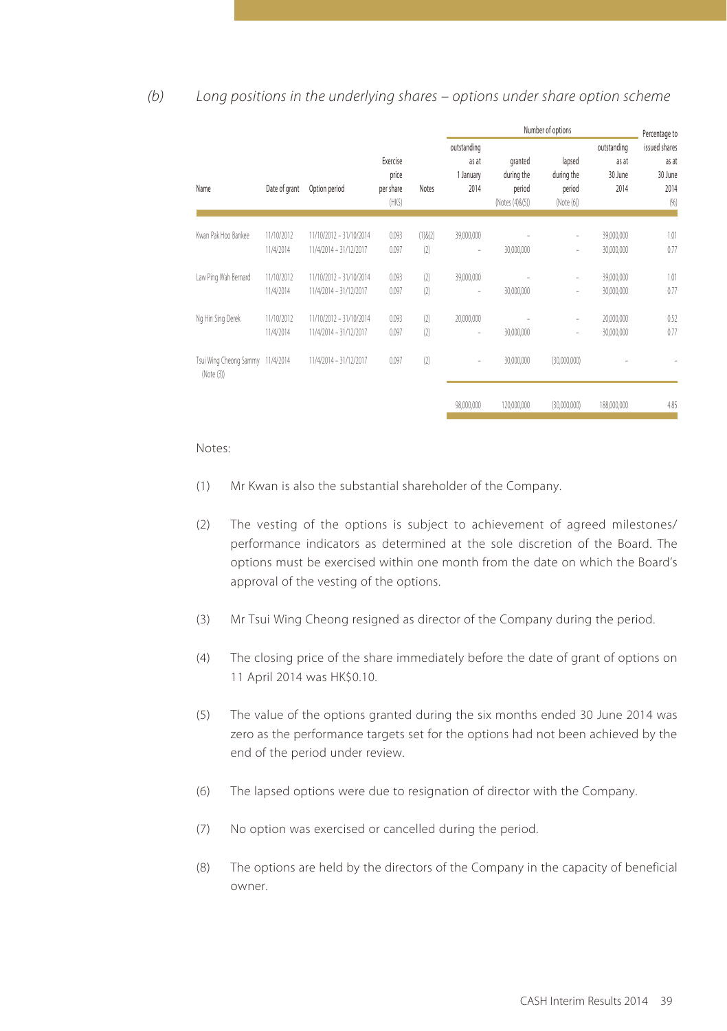## (b) *Long positions in the underlying shares – options under share option scheme*

| Name | Date of grant | Option period | Exercise price per share (HK$) | Notes | Number of options outstanding as at 1 January 2014 | Number of options granted during the period (Notes (4)&(5)) | Number of options lapsed during the period (Note (6)) | Number of options outstanding as at 30 June 2014 | Percentage to issued shares as at 30 June 2014 (%) |
|---|---|---|---|---|---|---|---|---|---|
| Kwan Pak Hoo Bankee | 11/10/2012 | 11/10/2012 – 31/10/2014 | 0.093 | (1)&(2) | 39,000,000 | – | – | 39,000,000 | 1.01 |
| | 11/4/2014 | 11/4/2014 – 31/12/2017 | 0.097 | (2) | – | 30,000,000 | – | 30,000,000 | 0.77 |
| Law Ping Wah Bernard | 11/10/2012 | 11/10/2012 – 31/10/2014 | 0.093 | (2) | 39,000,000 | – | – | 39,000,000 | 1.01 |
| | 11/4/2014 | 11/4/2014 – 31/12/2017 | 0.097 | (2) | – | 30,000,000 | – | 30,000,000 | 0.77 |
| Ng Hin Sing Derek | 11/10/2012 | 11/10/2012 – 31/10/2014 | 0.093 | (2) | 20,000,000 | – | – | 20,000,000 | 0.52 |
| | 11/4/2014 | 11/4/2014 – 31/12/2017 | 0.097 | (2) | – | 30,000,000 | – | 30,000,000 | 0.77 |
| Tsui Wing Cheong Sammy (Note (3)) | 11/4/2014 | 11/4/2014 – 31/12/2017 | 0.097 | (2) | – | 30,000,000 | (30,000,000) | – | – |
| | | | | | 98,000,000 | 120,000,000 | (30,000,000) | 188,000,000 | 4.85 |

Notes:

(1) Mr Kwan is also the substantial shareholder of the Company.

(2) The vesting of the options is subject to achievement of agreed milestones/ performance indicators as determined at the sole discretion of the Board. The options must be exercised within one month from the date on which the Board's approval of the vesting of the options.

(3) Mr Tsui Wing Cheong resigned as director of the Company during the period.

(4) The closing price of the share immediately before the date of grant of options on 11 April 2014 was HK$0.10.

(5) The value of the options granted during the six months ended 30 June 2014 was zero as the performance targets set for the options had not been achieved by the end of the period under review.

(6) The lapsed options were due to resignation of director with the Company.

(7) No option was exercised or cancelled during the period.

(8) The options are held by the directors of the Company in the capacity of beneficial owner.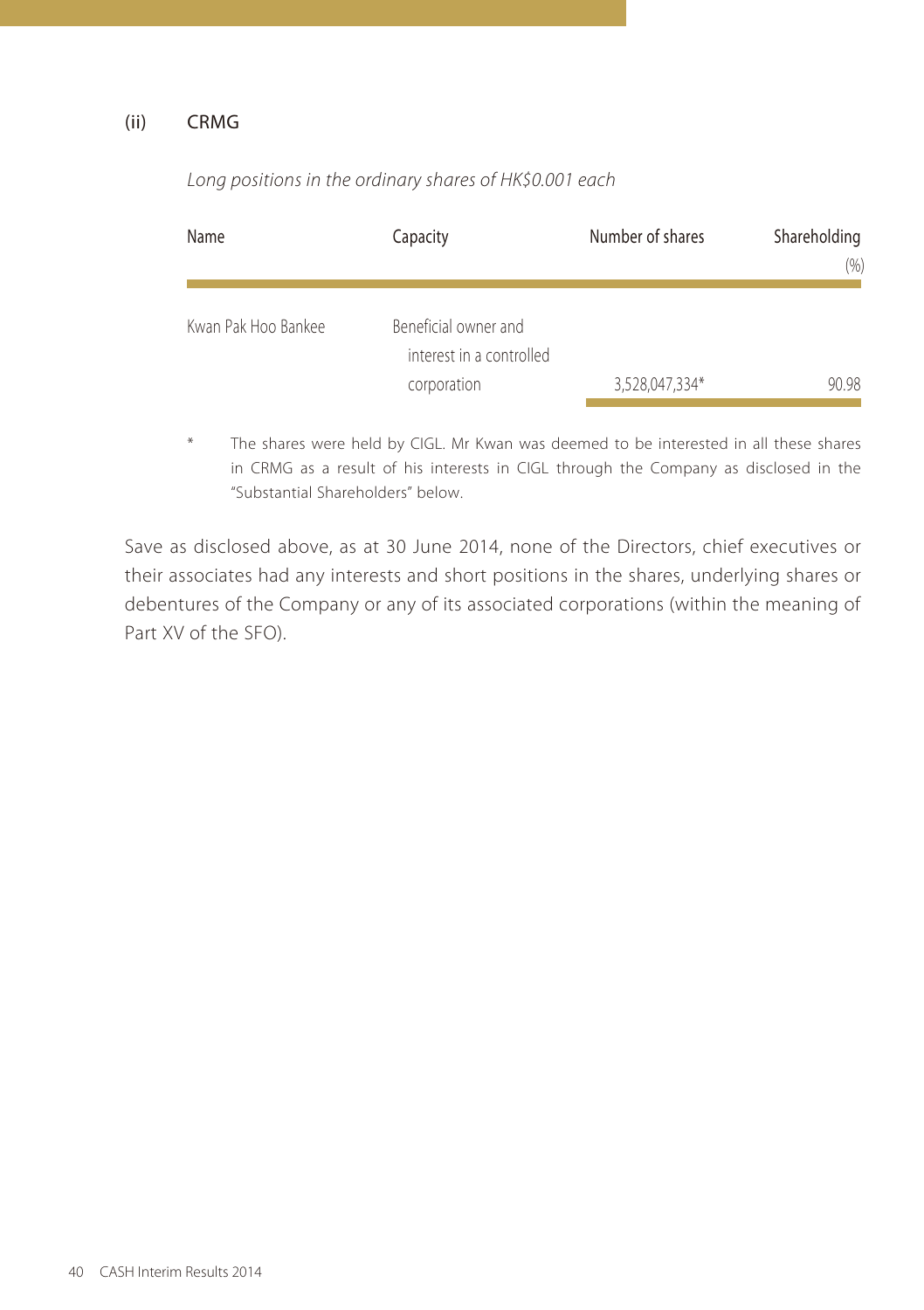### (ii) CRMG

*Long positions in the ordinary shares of HK$0.001 each*

| Name | Capacity | Number of shares | Shareholding (%) |
|---|---|---|---|
| Kwan Pak Hoo Bankee | Beneficial owner and interest in a controlled corporation | 3,528,047,334* | 90.98 |

\* The shares were held by CIGL. Mr Kwan was deemed to be interested in all these shares in CRMG as a result of his interests in CIGL through the Company as disclosed in the "Substantial Shareholders" below.

Save as disclosed above, as at 30 June 2014, none of the Directors, chief executives or their associates had any interests and short positions in the shares, underlying shares or debentures of the Company or any of its associated corporations (within the meaning of Part XV of the SFO).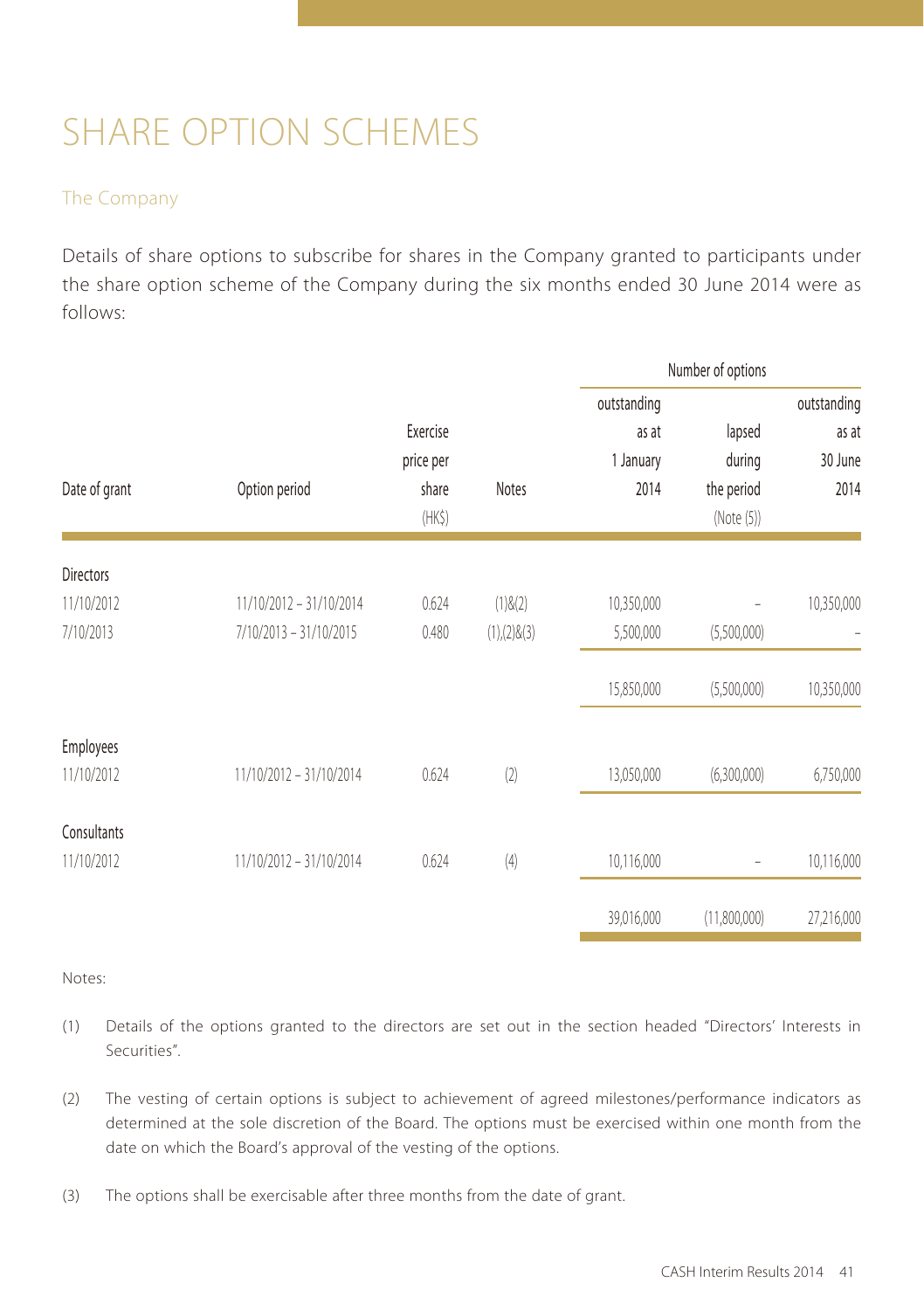# SHARE OPTION SCHEMES

## The Company

Details of share options to subscribe for shares in the Company granted to participants under the share option scheme of the Company during the six months ended 30 June 2014 were as follows:

| | | | | Number of options | | |
|---|---|---|---|---|---|---|
| Date of grant | Option period | Exercise price per share (HK$) | Notes | outstanding as at 1 January 2014 | lapsed during the period (Note (5)) | outstanding as at 30 June 2014 |
| **Directors** | | | | | | |
| 11/10/2012 | 11/10/2012 – 31/10/2014 | 0.624 | (1)&(2) | 10,350,000 | – | 10,350,000 |
| 7/10/2013 | 7/10/2013 – 31/10/2015 | 0.480 | (1),(2)&(3) | 5,500,000 | (5,500,000) | – |
| | | | | 15,850,000 | (5,500,000) | 10,350,000 |
| **Employees** | | | | | | |
| 11/10/2012 | 11/10/2012 – 31/10/2014 | 0.624 | (2) | 13,050,000 | (6,300,000) | 6,750,000 |
| **Consultants** | | | | | | |
| 11/10/2012 | 11/10/2012 – 31/10/2014 | 0.624 | (4) | 10,116,000 | – | 10,116,000 |
| | | | | 39,016,000 | (11,800,000) | 27,216,000 |

Notes:

(1) Details of the options granted to the directors are set out in the section headed "Directors' Interests in Securities".

(2) The vesting of certain options is subject to achievement of agreed milestones/performance indicators as determined at the sole discretion of the Board. The options must be exercised within one month from the date on which the Board's approval of the vesting of the options.

(3) The options shall be exercisable after three months from the date of grant.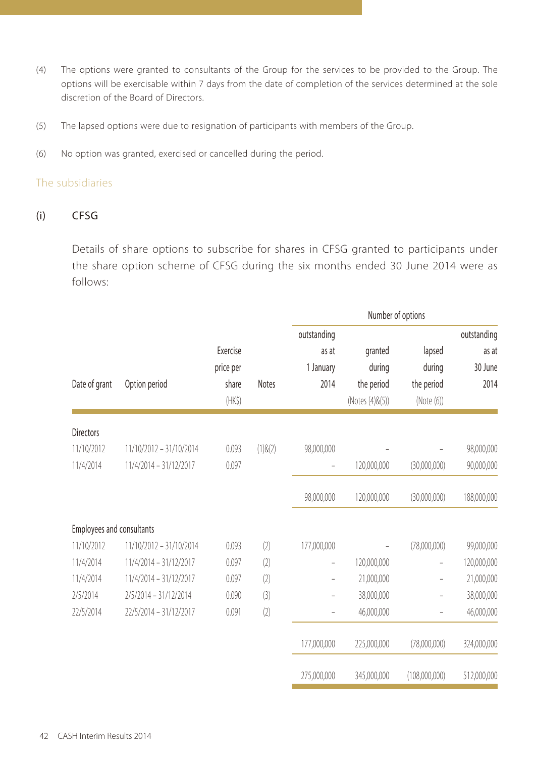(4) The options were granted to consultants of the Group for the services to be provided to the Group. The options will be exercisable within 7 days from the date of completion of the services determined at the sole discretion of the Board of Directors.

(5) The lapsed options were due to resignation of participants with members of the Group.

(6) No option was granted, exercised or cancelled during the period.

## The subsidiaries

### (i) CFSG

Details of share options to subscribe for shares in CFSG granted to participants under the share option scheme of CFSG during the six months ended 30 June 2014 were as follows:

| Date of grant | Option period | Exercise price per share (HK$) | Notes | Number of options: outstanding as at 1 January 2014 | granted during the period (Notes (4)&(5)) | lapsed during the period (Note (6)) | outstanding as at 30 June 2014 |
|---|---|---|---|---|---|---|---|
| **Directors** | | | | | | | |
| 11/10/2012 | 11/10/2012 – 31/10/2014 | 0.093 | (1)&(2) | 98,000,000 | – | – | 98,000,000 |
| 11/4/2014 | 11/4/2014 – 31/12/2017 | 0.097 | | – | 120,000,000 | (30,000,000) | 90,000,000 |
| | | | | 98,000,000 | 120,000,000 | (30,000,000) | 188,000,000 |
| **Employees and consultants** | | | | | | | |
| 11/10/2012 | 11/10/2012 – 31/10/2014 | 0.093 | (2) | 177,000,000 | – | (78,000,000) | 99,000,000 |
| 11/4/2014 | 11/4/2014 – 31/12/2017 | 0.097 | (2) | – | 120,000,000 | – | 120,000,000 |
| 11/4/2014 | 11/4/2014 – 31/12/2017 | 0.097 | (2) | – | 21,000,000 | – | 21,000,000 |
| 2/5/2014 | 2/5/2014 – 31/12/2014 | 0.090 | (3) | – | 38,000,000 | – | 38,000,000 |
| 22/5/2014 | 22/5/2014 – 31/12/2017 | 0.091 | (2) | – | 46,000,000 | – | 46,000,000 |
| | | | | 177,000,000 | 225,000,000 | (78,000,000) | 324,000,000 |
| | | | | 275,000,000 | 345,000,000 | (108,000,000) | 512,000,000 |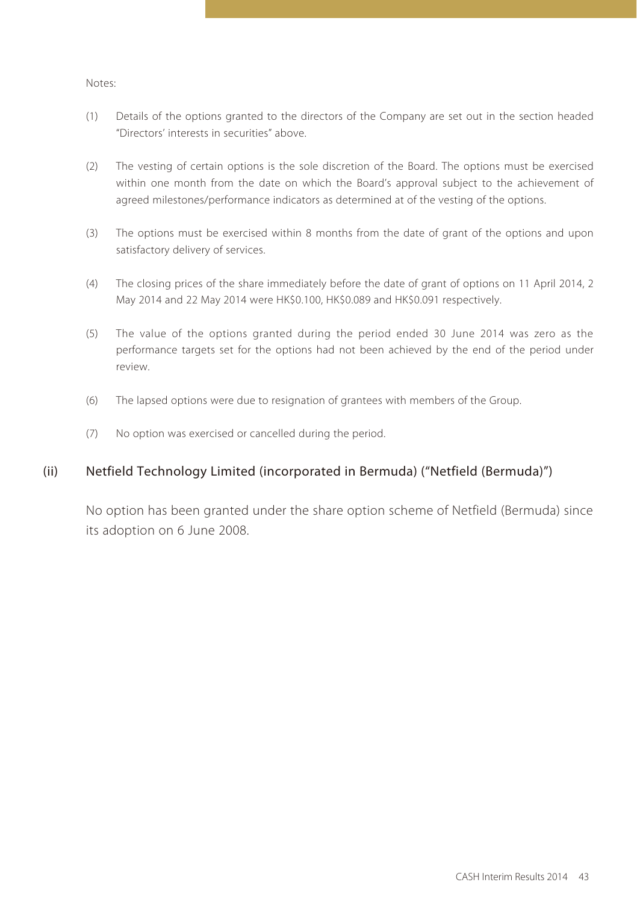Notes:

(1) Details of the options granted to the directors of the Company are set out in the section headed "Directors' interests in securities" above.

(2) The vesting of certain options is the sole discretion of the Board. The options must be exercised within one month from the date on which the Board's approval subject to the achievement of agreed milestones/performance indicators as determined at of the vesting of the options.

(3) The options must be exercised within 8 months from the date of grant of the options and upon satisfactory delivery of services.

(4) The closing prices of the share immediately before the date of grant of options on 11 April 2014, 2 May 2014 and 22 May 2014 were HK$0.100, HK$0.089 and HK$0.091 respectively.

(5) The value of the options granted during the period ended 30 June 2014 was zero as the performance targets set for the options had not been achieved by the end of the period under review.

(6) The lapsed options were due to resignation of grantees with members of the Group.

(7) No option was exercised or cancelled during the period.

### (ii) Netfield Technology Limited (incorporated in Bermuda) ("Netfield (Bermuda)")

No option has been granted under the share option scheme of Netfield (Bermuda) since its adoption on 6 June 2008.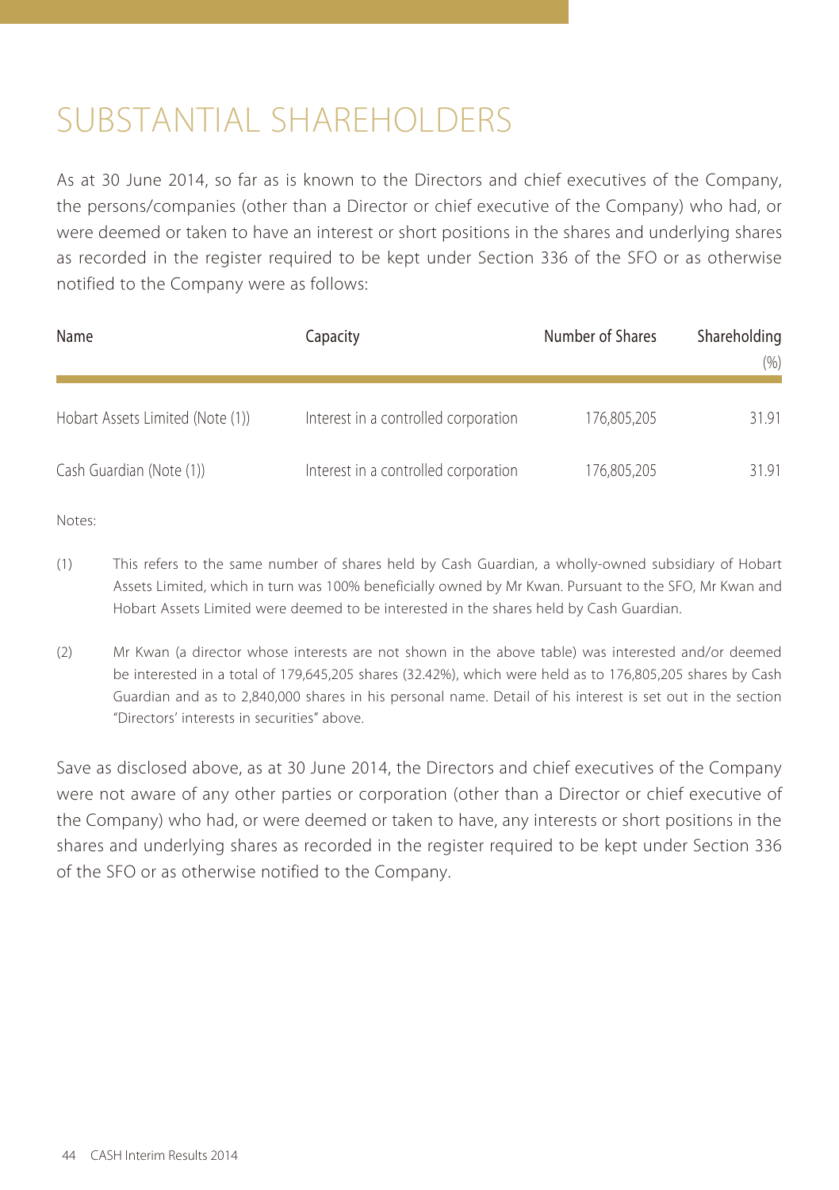# SUBSTANTIAL SHAREHOLDERS

As at 30 June 2014, so far as is known to the Directors and chief executives of the Company, the persons/companies (other than a Director or chief executive of the Company) who had, or were deemed or taken to have an interest or short positions in the shares and underlying shares as recorded in the register required to be kept under Section 336 of the SFO or as otherwise notified to the Company were as follows:

| Name | Capacity | Number of Shares | Shareholding (%) |
|---|---|---|---|
| Hobart Assets Limited (Note (1)) | Interest in a controlled corporation | 176,805,205 | 31.91 |
| Cash Guardian (Note (1)) | Interest in a controlled corporation | 176,805,205 | 31.91 |

Notes:

(1) This refers to the same number of shares held by Cash Guardian, a wholly-owned subsidiary of Hobart Assets Limited, which in turn was 100% beneficially owned by Mr Kwan. Pursuant to the SFO, Mr Kwan and Hobart Assets Limited were deemed to be interested in the shares held by Cash Guardian.

(2) Mr Kwan (a director whose interests are not shown in the above table) was interested and/or deemed be interested in a total of 179,645,205 shares (32.42%), which were held as to 176,805,205 shares by Cash Guardian and as to 2,840,000 shares in his personal name. Detail of his interest is set out in the section "Directors' interests in securities" above.

Save as disclosed above, as at 30 June 2014, the Directors and chief executives of the Company were not aware of any other parties or corporation (other than a Director or chief executive of the Company) who had, or were deemed or taken to have, any interests or short positions in the shares and underlying shares as recorded in the register required to be kept under Section 336 of the SFO or as otherwise notified to the Company.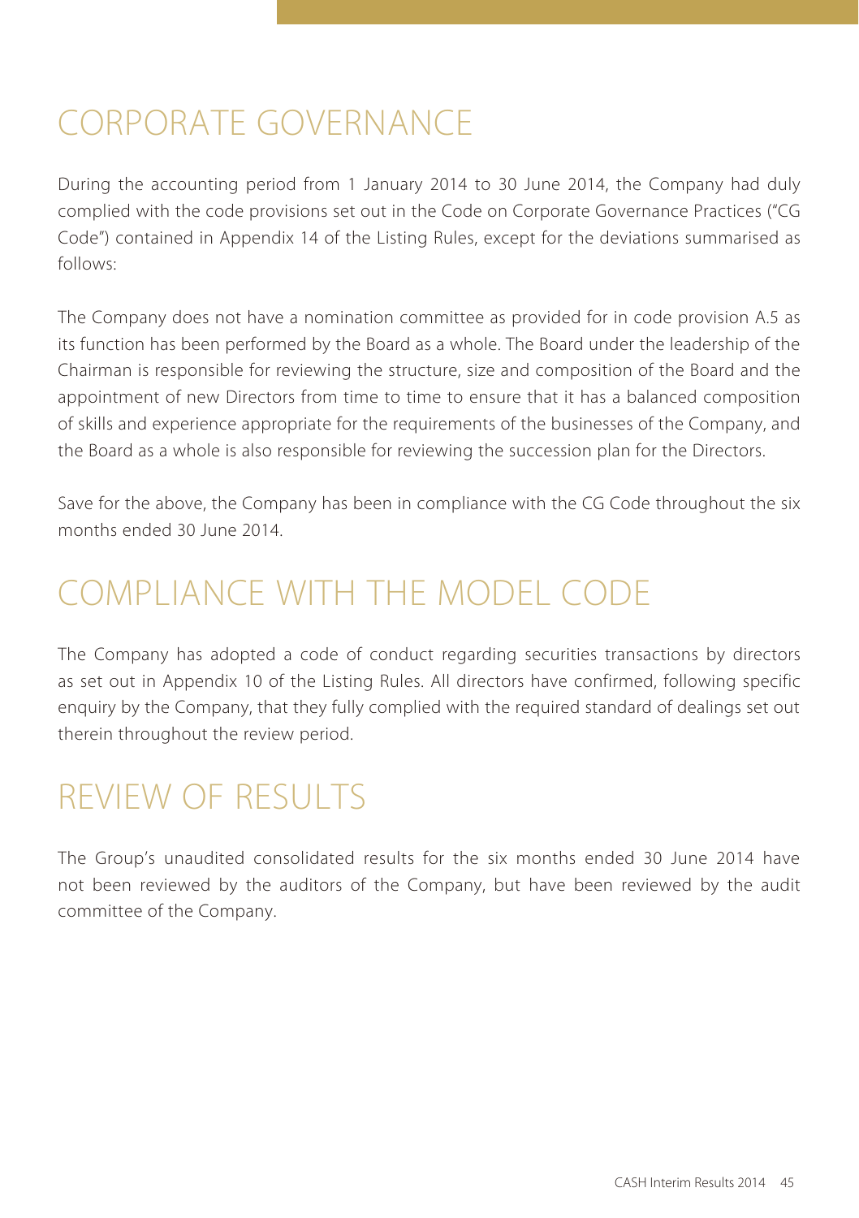# CORPORATE GOVERNANCE

During the accounting period from 1 January 2014 to 30 June 2014, the Company had duly complied with the code provisions set out in the Code on Corporate Governance Practices ("CG Code") contained in Appendix 14 of the Listing Rules, except for the deviations summarised as follows:

The Company does not have a nomination committee as provided for in code provision A.5 as its function has been performed by the Board as a whole. The Board under the leadership of the Chairman is responsible for reviewing the structure, size and composition of the Board and the appointment of new Directors from time to time to ensure that it has a balanced composition of skills and experience appropriate for the requirements of the businesses of the Company, and the Board as a whole is also responsible for reviewing the succession plan for the Directors.

Save for the above, the Company has been in compliance with the CG Code throughout the six months ended 30 June 2014.

# COMPLIANCE WITH THE MODEL CODE

The Company has adopted a code of conduct regarding securities transactions by directors as set out in Appendix 10 of the Listing Rules. All directors have confirmed, following specific enquiry by the Company, that they fully complied with the required standard of dealings set out therein throughout the review period.

# REVIEW OF RESULTS

The Group's unaudited consolidated results for the six months ended 30 June 2014 have not been reviewed by the auditors of the Company, but have been reviewed by the audit committee of the Company.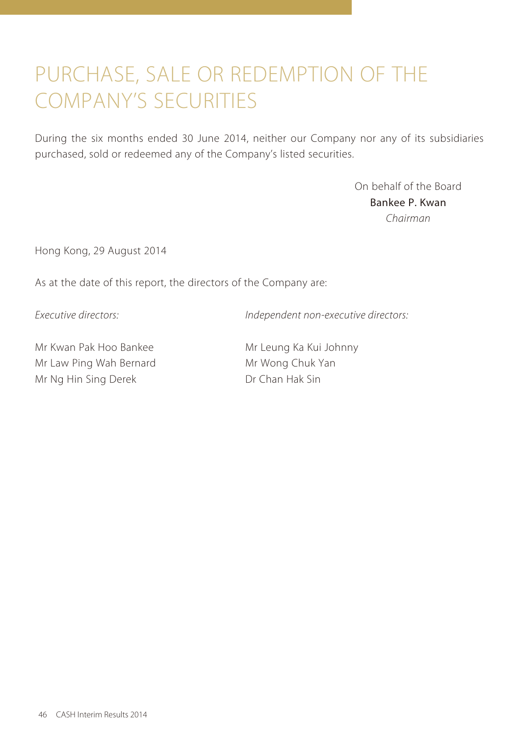# PURCHASE, SALE OR REDEMPTION OF THE COMPANY'S SECURITIES

During the six months ended 30 June 2014, neither our Company nor any of its subsidiaries purchased, sold or redeemed any of the Company's listed securities.

On behalf of the Board
**Bankee P. Kwan**
*Chairman*

Hong Kong, 29 August 2014

As at the date of this report, the directors of the Company are:

*Executive directors:*

Mr Kwan Pak Hoo Bankee
Mr Law Ping Wah Bernard
Mr Ng Hin Sing Derek

*Independent non-executive directors:*

Mr Leung Ka Kui Johnny
Mr Wong Chuk Yan
Dr Chan Hak Sin